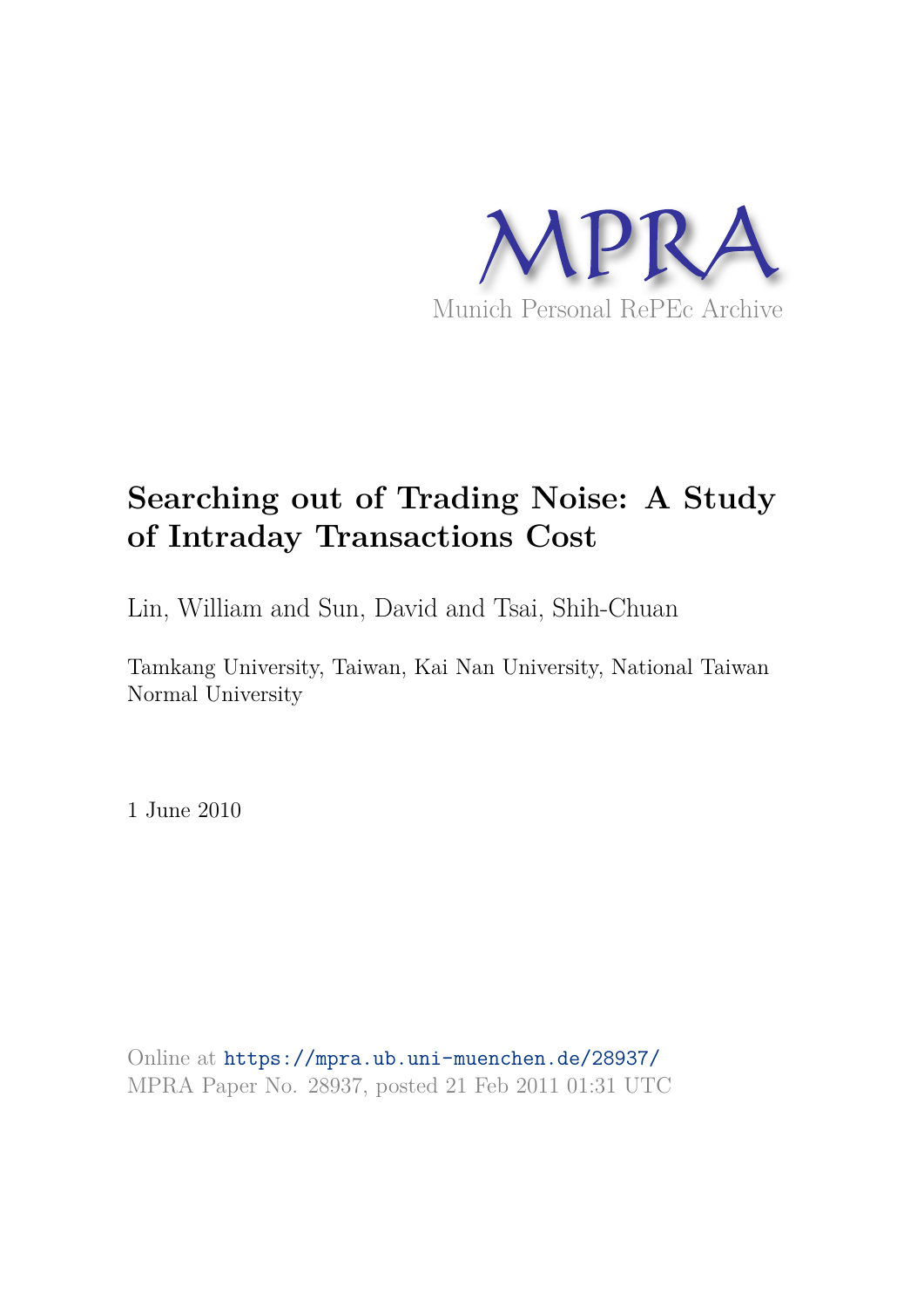MPRA

Munich Personal RePEc Archive

# Searching out of Trading Noise: A Study of Intraday Transactions Cost

Lin, William and Sun, David and Tsai, Shih-Chuan

Tamkang University, Taiwan, Kai Nan University, National Taiwan Normal University

1 June 2010

Online at https://mpra.ub.uni-muenchen.de/28937/
MPRA Paper No. 28937, posted 21 Feb 2011 01:31 UTC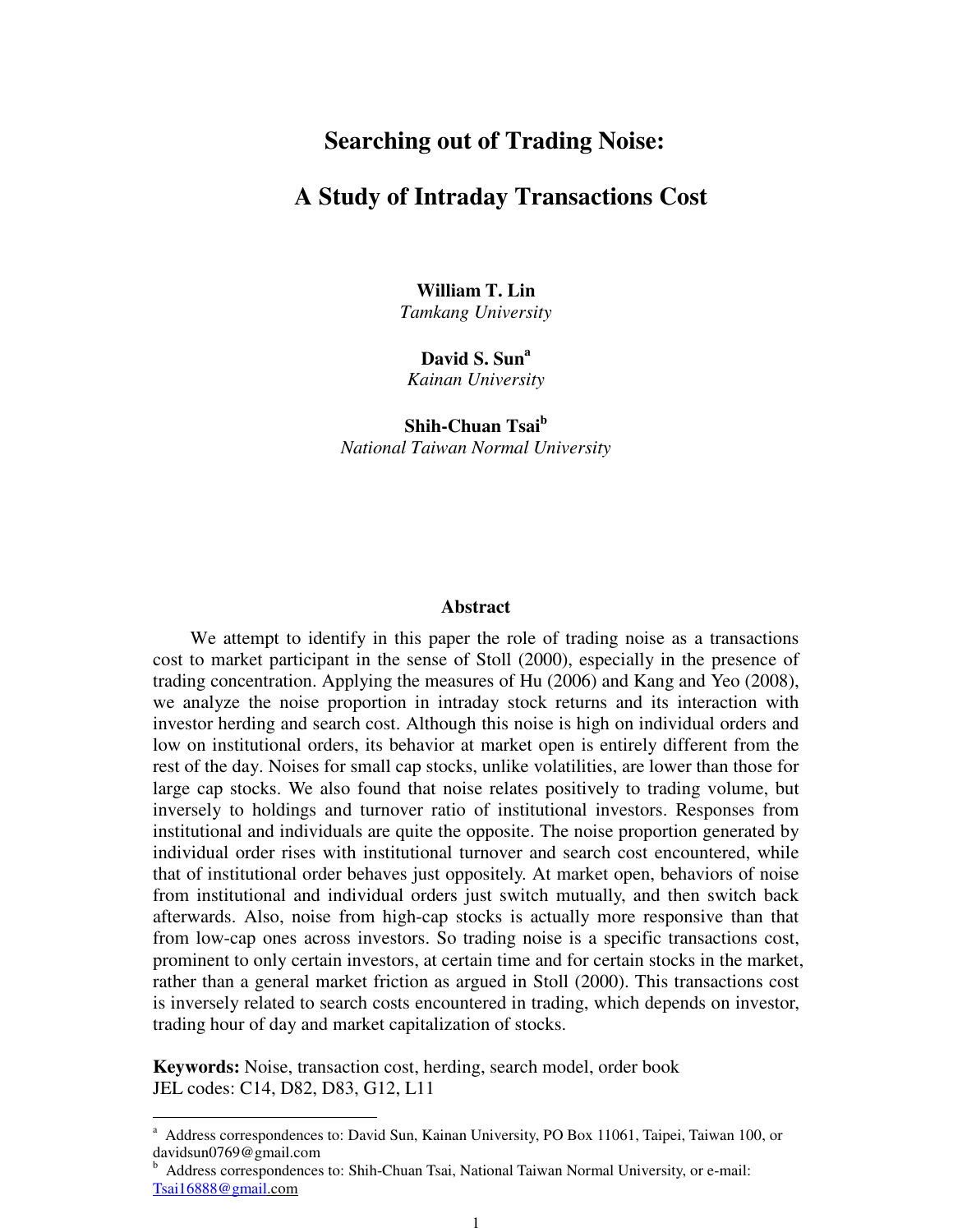# Searching out of Trading Noise:

# A Study of Intraday Transactions Cost

**William T. Lin**
*Tamkang University*

**David S. Sun**[a]
*Kainan University*

**Shih-Chuan Tsai**[b]
*National Taiwan Normal University*

## Abstract

We attempt to identify in this paper the role of trading noise as a transactions cost to market participant in the sense of Stoll (2000), especially in the presence of trading concentration. Applying the measures of Hu (2006) and Kang and Yeo (2008), we analyze the noise proportion in intraday stock returns and its interaction with investor herding and search cost. Although this noise is high on individual orders and low on institutional orders, its behavior at market open is entirely different from the rest of the day. Noises for small cap stocks, unlike volatilities, are lower than those for large cap stocks. We also found that noise relates positively to trading volume, but inversely to holdings and turnover ratio of institutional investors. Responses from institutional and individuals are quite the opposite. The noise proportion generated by individual order rises with institutional turnover and search cost encountered, while that of institutional order behaves just oppositely. At market open, behaviors of noise from institutional and individual orders just switch mutually, and then switch back afterwards. Also, noise from high-cap stocks is actually more responsive than that from low-cap ones across investors. So trading noise is a specific transactions cost, prominent to only certain investors, at certain time and for certain stocks in the market, rather than a general market friction as argued in Stoll (2000). This transactions cost is inversely related to search costs encountered in trading, which depends on investor, trading hour of day and market capitalization of stocks.

**Keywords:** Noise, transaction cost, herding, search model, order book
JEL codes: C14, D82, D83, G12, L11

---

[a] Address correspondences to: David Sun, Kainan University, PO Box 11061, Taipei, Taiwan 100, or davidsun0769@gmail.com

[b] Address correspondences to: Shih-Chuan Tsai, National Taiwan Normal University, or e-mail: Tsai16888@gmail.com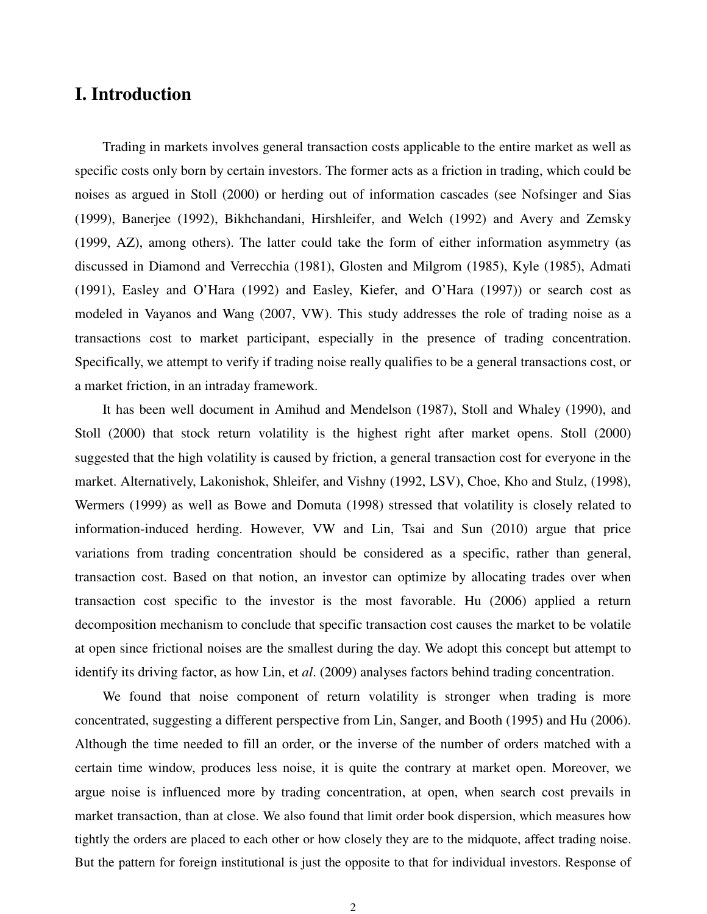# I. Introduction

Trading in markets involves general transaction costs applicable to the entire market as well as specific costs only born by certain investors. The former acts as a friction in trading, which could be noises as argued in Stoll (2000) or herding out of information cascades (see Nofsinger and Sias (1999), Banerjee (1992), Bikhchandani, Hirshleifer, and Welch (1992) and Avery and Zemsky (1999, AZ), among others). The latter could take the form of either information asymmetry (as discussed in Diamond and Verrecchia (1981), Glosten and Milgrom (1985), Kyle (1985), Admati (1991), Easley and O'Hara (1992) and Easley, Kiefer, and O'Hara (1997)) or search cost as modeled in Vayanos and Wang (2007, VW). This study addresses the role of trading noise as a transactions cost to market participant, especially in the presence of trading concentration. Specifically, we attempt to verify if trading noise really qualifies to be a general transactions cost, or a market friction, in an intraday framework.

It has been well document in Amihud and Mendelson (1987), Stoll and Whaley (1990), and Stoll (2000) that stock return volatility is the highest right after market opens. Stoll (2000) suggested that the high volatility is caused by friction, a general transaction cost for everyone in the market. Alternatively, Lakonishok, Shleifer, and Vishny (1992, LSV), Choe, Kho and Stulz, (1998), Wermers (1999) as well as Bowe and Domuta (1998) stressed that volatility is closely related to information-induced herding. However, VW and Lin, Tsai and Sun (2010) argue that price variations from trading concentration should be considered as a specific, rather than general, transaction cost. Based on that notion, an investor can optimize by allocating trades over when transaction cost specific to the investor is the most favorable. Hu (2006) applied a return decomposition mechanism to conclude that specific transaction cost causes the market to be volatile at open since frictional noises are the smallest during the day. We adopt this concept but attempt to identify its driving factor, as how Lin, et *al*. (2009) analyses factors behind trading concentration.

We found that noise component of return volatility is stronger when trading is more concentrated, suggesting a different perspective from Lin, Sanger, and Booth (1995) and Hu (2006). Although the time needed to fill an order, or the inverse of the number of orders matched with a certain time window, produces less noise, it is quite the contrary at market open. Moreover, we argue noise is influenced more by trading concentration, at open, when search cost prevails in market transaction, than at close. We also found that limit order book dispersion, which measures how tightly the orders are placed to each other or how closely they are to the midquote, affect trading noise. But the pattern for foreign institutional is just the opposite to that for individual investors. Response of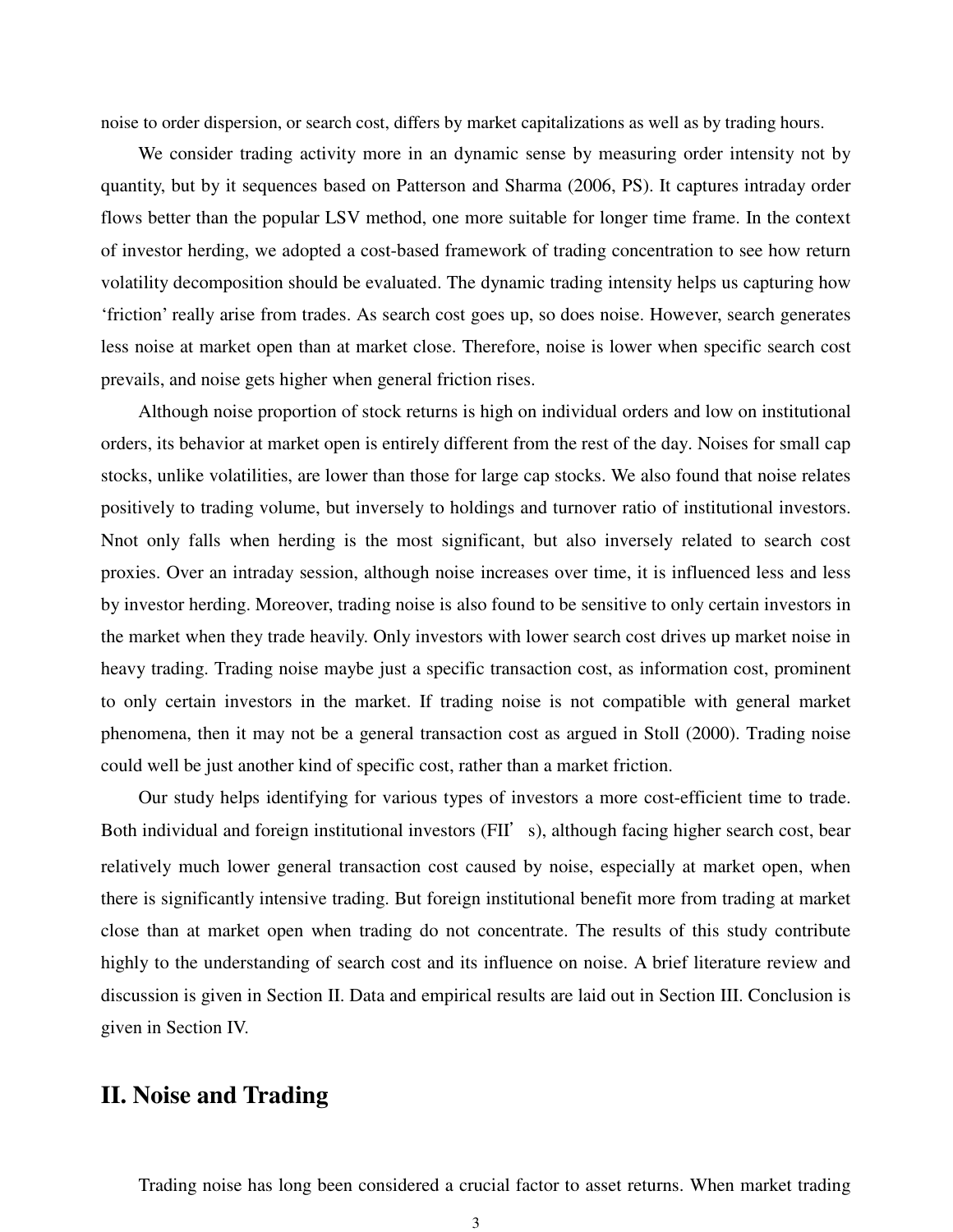noise to order dispersion, or search cost, differs by market capitalizations as well as by trading hours.

We consider trading activity more in an dynamic sense by measuring order intensity not by quantity, but by it sequences based on Patterson and Sharma (2006, PS). It captures intraday order flows better than the popular LSV method, one more suitable for longer time frame. In the context of investor herding, we adopted a cost-based framework of trading concentration to see how return volatility decomposition should be evaluated. The dynamic trading intensity helps us capturing how 'friction' really arise from trades. As search cost goes up, so does noise. However, search generates less noise at market open than at market close. Therefore, noise is lower when specific search cost prevails, and noise gets higher when general friction rises.

Although noise proportion of stock returns is high on individual orders and low on institutional orders, its behavior at market open is entirely different from the rest of the day. Noises for small cap stocks, unlike volatilities, are lower than those for large cap stocks. We also found that noise relates positively to trading volume, but inversely to holdings and turnover ratio of institutional investors. Nnot only falls when herding is the most significant, but also inversely related to search cost proxies. Over an intraday session, although noise increases over time, it is influenced less and less by investor herding. Moreover, trading noise is also found to be sensitive to only certain investors in the market when they trade heavily. Only investors with lower search cost drives up market noise in heavy trading. Trading noise maybe just a specific transaction cost, as information cost, prominent to only certain investors in the market. If trading noise is not compatible with general market phenomena, then it may not be a general transaction cost as argued in Stoll (2000). Trading noise could well be just another kind of specific cost, rather than a market friction.

Our study helps identifying for various types of investors a more cost-efficient time to trade. Both individual and foreign institutional investors (FII's), although facing higher search cost, bear relatively much lower general transaction cost caused by noise, especially at market open, when there is significantly intensive trading. But foreign institutional benefit more from trading at market close than at market open when trading do not concentrate. The results of this study contribute highly to the understanding of search cost and its influence on noise. A brief literature review and discussion is given in Section II. Data and empirical results are laid out in Section III. Conclusion is given in Section IV.

## II. Noise and Trading

Trading noise has long been considered a crucial factor to asset returns. When market trading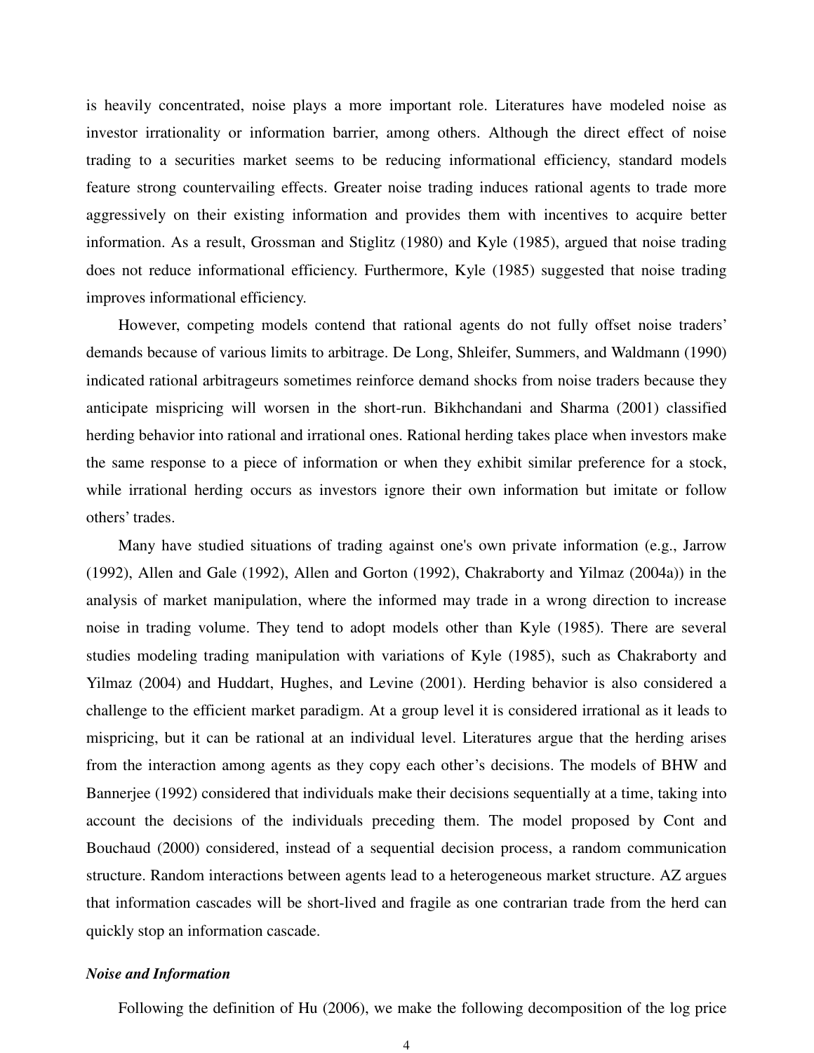is heavily concentrated, noise plays a more important role. Literatures have modeled noise as investor irrationality or information barrier, among others. Although the direct effect of noise trading to a securities market seems to be reducing informational efficiency, standard models feature strong countervailing effects. Greater noise trading induces rational agents to trade more aggressively on their existing information and provides them with incentives to acquire better information. As a result, Grossman and Stiglitz (1980) and Kyle (1985), argued that noise trading does not reduce informational efficiency. Furthermore, Kyle (1985) suggested that noise trading improves informational efficiency.

However, competing models contend that rational agents do not fully offset noise traders' demands because of various limits to arbitrage. De Long, Shleifer, Summers, and Waldmann (1990) indicated rational arbitrageurs sometimes reinforce demand shocks from noise traders because they anticipate mispricing will worsen in the short-run. Bikhchandani and Sharma (2001) classified herding behavior into rational and irrational ones. Rational herding takes place when investors make the same response to a piece of information or when they exhibit similar preference for a stock, while irrational herding occurs as investors ignore their own information but imitate or follow others' trades.

Many have studied situations of trading against one's own private information (e.g., Jarrow (1992), Allen and Gale (1992), Allen and Gorton (1992), Chakraborty and Yilmaz (2004a)) in the analysis of market manipulation, where the informed may trade in a wrong direction to increase noise in trading volume. They tend to adopt models other than Kyle (1985). There are several studies modeling trading manipulation with variations of Kyle (1985), such as Chakraborty and Yilmaz (2004) and Huddart, Hughes, and Levine (2001). Herding behavior is also considered a challenge to the efficient market paradigm. At a group level it is considered irrational as it leads to mispricing, but it can be rational at an individual level. Literatures argue that the herding arises from the interaction among agents as they copy each other's decisions. The models of BHW and Bannerjee (1992) considered that individuals make their decisions sequentially at a time, taking into account the decisions of the individuals preceding them. The model proposed by Cont and Bouchaud (2000) considered, instead of a sequential decision process, a random communication structure. Random interactions between agents lead to a heterogeneous market structure. AZ argues that information cascades will be short-lived and fragile as one contrarian trade from the herd can quickly stop an information cascade.

***Noise and Information***

Following the definition of Hu (2006), we make the following decomposition of the log price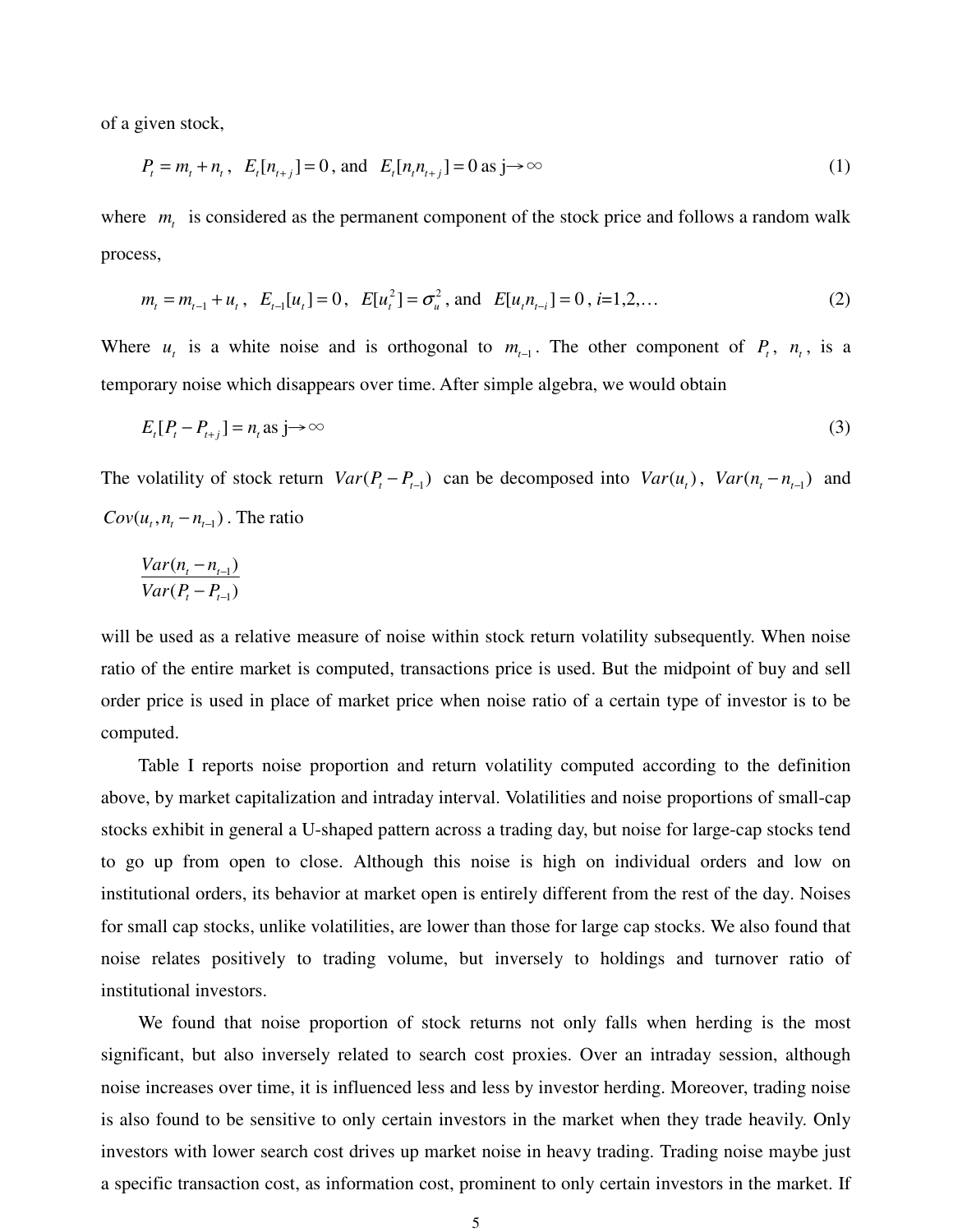of a given stock,

$$P_t = m_t + n_t\,,\ \ E_t[n_{t+j}] = 0\,, \text{ and } \ E_t[n_t n_{t+j}] = 0 \text{ as } j \to \infty \tag{1}$$

where $m_t$ is considered as the permanent component of the stock price and follows a random walk process,

$$m_t = m_{t-1} + u_t\,,\ \ E_{t-1}[u_t] = 0\,,\ \ E[u_t^2] = \sigma_u^2\,, \text{ and } \ E[u_t n_{t-i}] = 0\,,\ i\text{=1,2,...} \tag{2}$$

Where $u_t$ is a white noise and is orthogonal to $m_{t-1}$. The other component of $P_t$, $n_t$, is a temporary noise which disappears over time. After simple algebra, we would obtain

$$E_t[P_t - P_{t+j}] = n_t \text{ as } j \to \infty \tag{3}$$

The volatility of stock return $Var(P_t - P_{t-1})$ can be decomposed into $Var(u_t)$, $Var(n_t - n_{t-1})$ and $Cov(u_t, n_t - n_{t-1})$. The ratio

$$\frac{Var(n_t - n_{t-1})}{Var(P_t - P_{t-1})}$$

will be used as a relative measure of noise within stock return volatility subsequently. When noise ratio of the entire market is computed, transactions price is used. But the midpoint of buy and sell order price is used in place of market price when noise ratio of a certain type of investor is to be computed.

Table I reports noise proportion and return volatility computed according to the definition above, by market capitalization and intraday interval. Volatilities and noise proportions of small-cap stocks exhibit in general a U-shaped pattern across a trading day, but noise for large-cap stocks tend to go up from open to close. Although this noise is high on individual orders and low on institutional orders, its behavior at market open is entirely different from the rest of the day. Noises for small cap stocks, unlike volatilities, are lower than those for large cap stocks. We also found that noise relates positively to trading volume, but inversely to holdings and turnover ratio of institutional investors.

We found that noise proportion of stock returns not only falls when herding is the most significant, but also inversely related to search cost proxies. Over an intraday session, although noise increases over time, it is influenced less and less by investor herding. Moreover, trading noise is also found to be sensitive to only certain investors in the market when they trade heavily. Only investors with lower search cost drives up market noise in heavy trading. Trading noise maybe just a specific transaction cost, as information cost, prominent to only certain investors in the market. If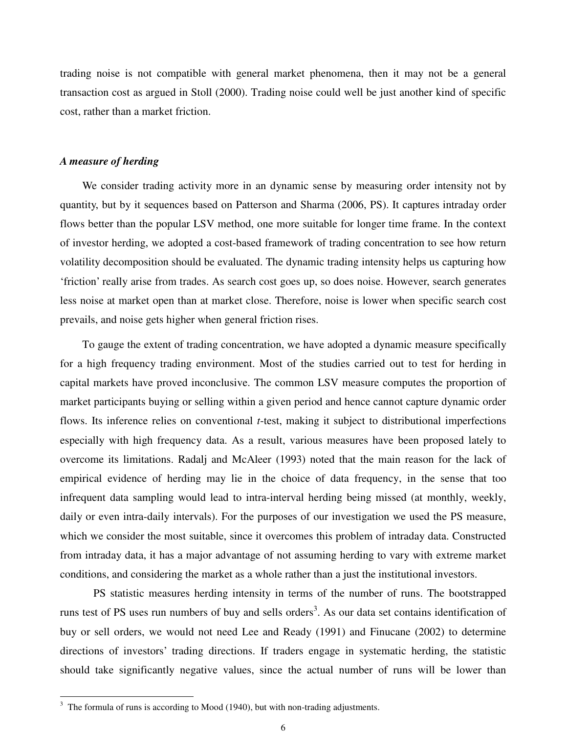trading noise is not compatible with general market phenomena, then it may not be a general transaction cost as argued in Stoll (2000). Trading noise could well be just another kind of specific cost, rather than a market friction.

### *A measure of herding*

We consider trading activity more in an dynamic sense by measuring order intensity not by quantity, but by it sequences based on Patterson and Sharma (2006, PS). It captures intraday order flows better than the popular LSV method, one more suitable for longer time frame. In the context of investor herding, we adopted a cost-based framework of trading concentration to see how return volatility decomposition should be evaluated. The dynamic trading intensity helps us capturing how 'friction' really arise from trades. As search cost goes up, so does noise. However, search generates less noise at market open than at market close. Therefore, noise is lower when specific search cost prevails, and noise gets higher when general friction rises.

To gauge the extent of trading concentration, we have adopted a dynamic measure specifically for a high frequency trading environment. Most of the studies carried out to test for herding in capital markets have proved inconclusive. The common LSV measure computes the proportion of market participants buying or selling within a given period and hence cannot capture dynamic order flows. Its inference relies on conventional *t*-test, making it subject to distributional imperfections especially with high frequency data. As a result, various measures have been proposed lately to overcome its limitations. Radalj and McAleer (1993) noted that the main reason for the lack of empirical evidence of herding may lie in the choice of data frequency, in the sense that too infrequent data sampling would lead to intra-interval herding being missed (at monthly, weekly, daily or even intra-daily intervals). For the purposes of our investigation we used the PS measure, which we consider the most suitable, since it overcomes this problem of intraday data. Constructed from intraday data, it has a major advantage of not assuming herding to vary with extreme market conditions, and considering the market as a whole rather than a just the institutional investors.

PS statistic measures herding intensity in terms of the number of runs. The bootstrapped runs test of PS uses run numbers of buy and sells orders[3]. As our data set contains identification of buy or sell orders, we would not need Lee and Ready (1991) and Finucane (2002) to determine directions of investors' trading directions. If traders engage in systematic herding, the statistic should take significantly negative values, since the actual number of runs will be lower than

[3] The formula of runs is according to Mood (1940), but with non-trading adjustments.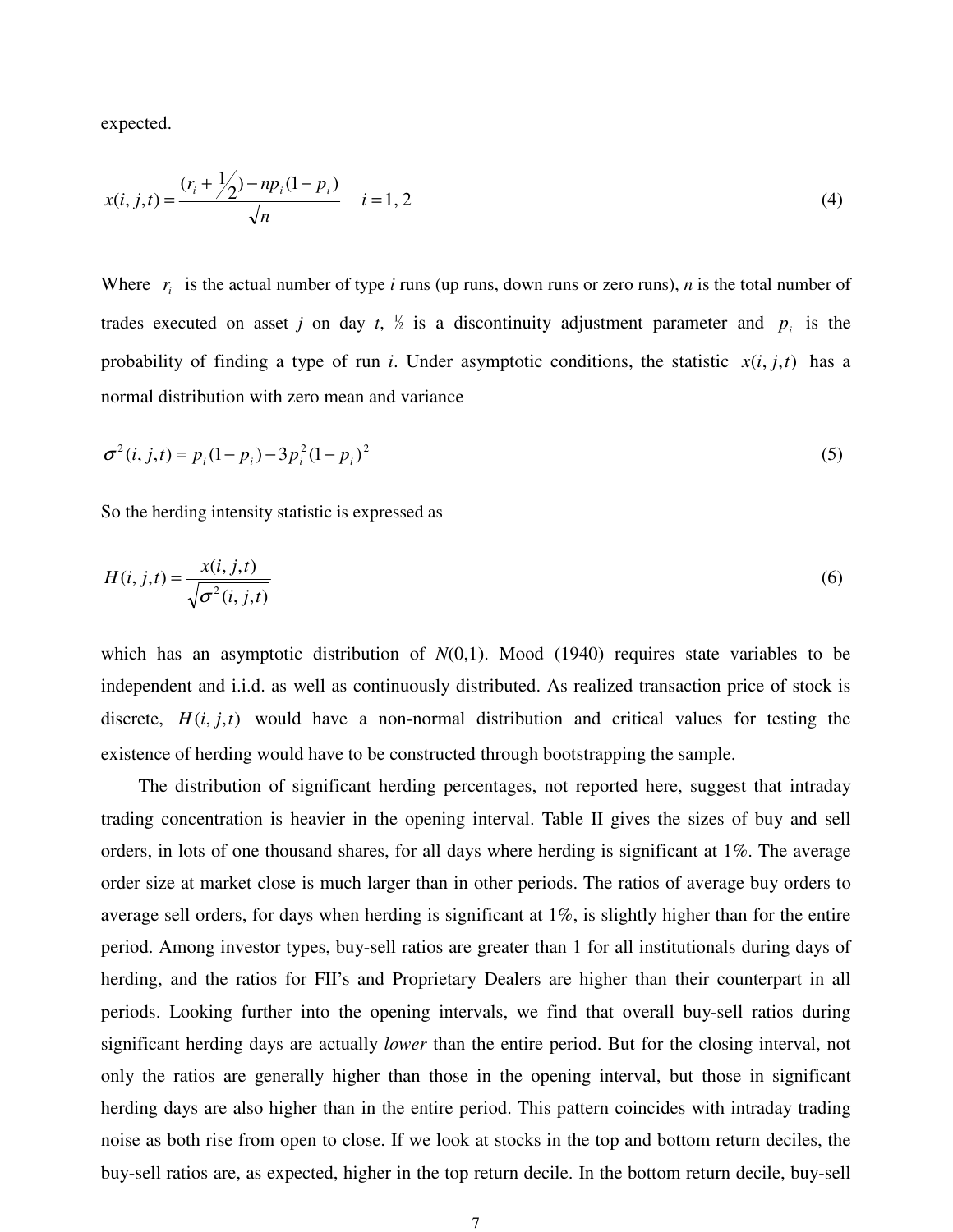expected.

$$x(i,j,t) = \frac{(r_i + \frac{1}{2}) - np_i(1-p_i)}{\sqrt{n}} \qquad i = 1, 2 \tag{4}$$

Where $r_i$ is the actual number of type *i* runs (up runs, down runs or zero runs), *n* is the total number of trades executed on asset *j* on day *t*, ½ is a discontinuity adjustment parameter and $p_i$ is the probability of finding a type of run *i*. Under asymptotic conditions, the statistic $x(i,j,t)$ has a normal distribution with zero mean and variance

$$\sigma^2(i,j,t) = p_i(1-p_i) - 3p_i^2(1-p_i)^2 \tag{5}$$

So the herding intensity statistic is expressed as

$$H(i,j,t) = \frac{x(i,j,t)}{\sqrt{\sigma^2(i,j,t)}} \tag{6}$$

which has an asymptotic distribution of *N*(0,1). Mood (1940) requires state variables to be independent and i.i.d. as well as continuously distributed. As realized transaction price of stock is discrete, $H(i,j,t)$ would have a non-normal distribution and critical values for testing the existence of herding would have to be constructed through bootstrapping the sample.

The distribution of significant herding percentages, not reported here, suggest that intraday trading concentration is heavier in the opening interval. Table II gives the sizes of buy and sell orders, in lots of one thousand shares, for all days where herding is significant at 1%. The average order size at market close is much larger than in other periods. The ratios of average buy orders to average sell orders, for days when herding is significant at 1%, is slightly higher than for the entire period. Among investor types, buy-sell ratios are greater than 1 for all institutionals during days of herding, and the ratios for FII's and Proprietary Dealers are higher than their counterpart in all periods. Looking further into the opening intervals, we find that overall buy-sell ratios during significant herding days are actually *lower* than the entire period. But for the closing interval, not only the ratios are generally higher than those in the opening interval, but those in significant herding days are also higher than in the entire period. This pattern coincides with intraday trading noise as both rise from open to close. If we look at stocks in the top and bottom return deciles, the buy-sell ratios are, as expected, higher in the top return decile. In the bottom return decile, buy-sell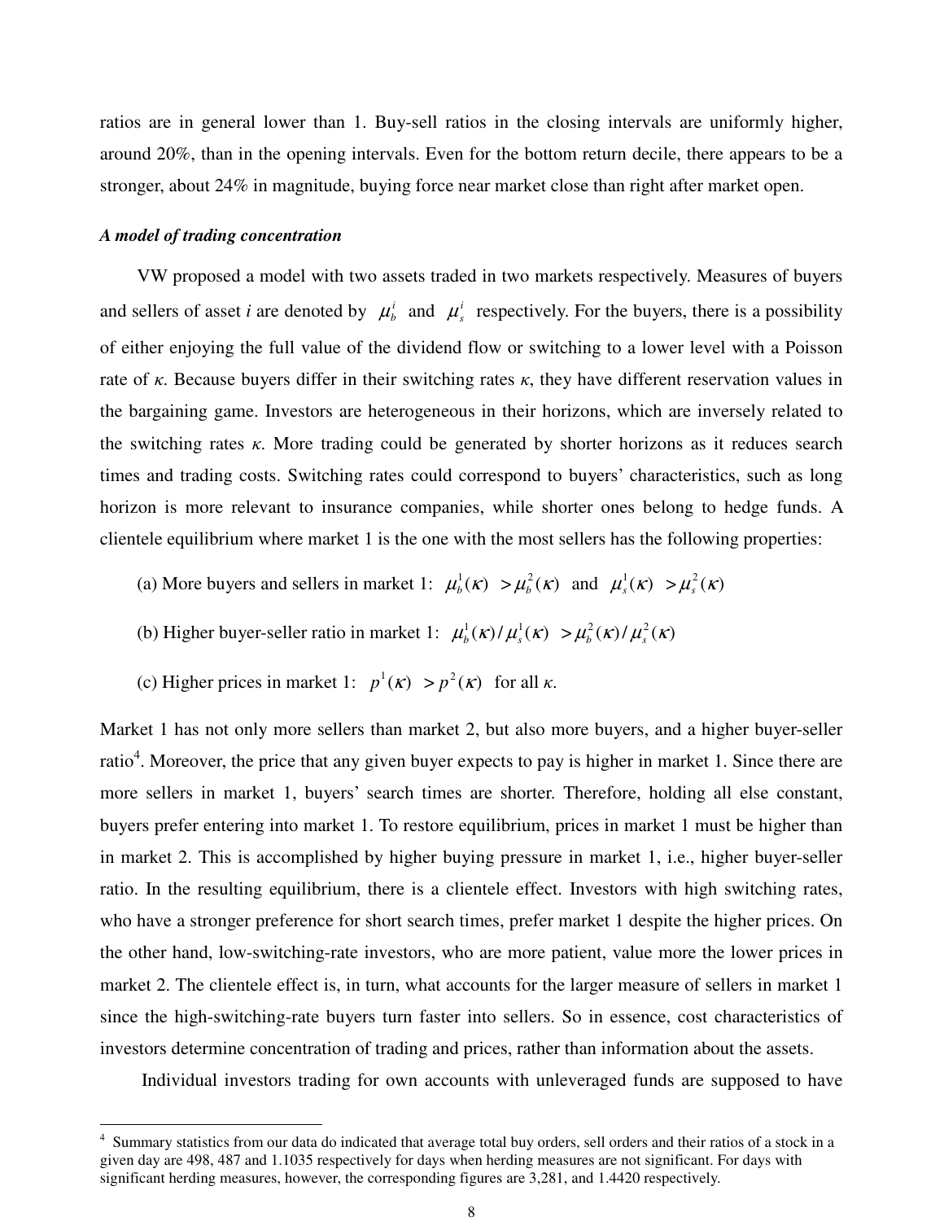ratios are in general lower than 1. Buy-sell ratios in the closing intervals are uniformly higher, around 20%, than in the opening intervals. Even for the bottom return decile, there appears to be a stronger, about 24% in magnitude, buying force near market close than right after market open.

***A model of trading concentration***

VW proposed a model with two assets traded in two markets respectively. Measures of buyers and sellers of asset *i* are denoted by $\mu_b^i$ and $\mu_s^i$ respectively. For the buyers, there is a possibility of either enjoying the full value of the dividend flow or switching to a lower level with a Poisson rate of $\kappa$. Because buyers differ in their switching rates $\kappa$, they have different reservation values in the bargaining game. Investors are heterogeneous in their horizons, which are inversely related to the switching rates $\kappa$. More trading could be generated by shorter horizons as it reduces search times and trading costs. Switching rates could correspond to buyers' characteristics, such as long horizon is more relevant to insurance companies, while shorter ones belong to hedge funds. A clientele equilibrium where market 1 is the one with the most sellers has the following properties:

(a) More buyers and sellers in market 1: $\mu_b^1(\kappa) > \mu_b^2(\kappa)$ and $\mu_s^1(\kappa) > \mu_s^2(\kappa)$

(b) Higher buyer-seller ratio in market 1: $\mu_b^1(\kappa)/\mu_s^1(\kappa) > \mu_b^2(\kappa)/\mu_s^2(\kappa)$

(c) Higher prices in market 1: $p^1(\kappa) > p^2(\kappa)$ for all $\kappa$.

Market 1 has not only more sellers than market 2, but also more buyers, and a higher buyer-seller ratio[4]. Moreover, the price that any given buyer expects to pay is higher in market 1. Since there are more sellers in market 1, buyers' search times are shorter. Therefore, holding all else constant, buyers prefer entering into market 1. To restore equilibrium, prices in market 1 must be higher than in market 2. This is accomplished by higher buying pressure in market 1, i.e., higher buyer-seller ratio. In the resulting equilibrium, there is a clientele effect. Investors with high switching rates, who have a stronger preference for short search times, prefer market 1 despite the higher prices. On the other hand, low-switching-rate investors, who are more patient, value more the lower prices in market 2. The clientele effect is, in turn, what accounts for the larger measure of sellers in market 1 since the high-switching-rate buyers turn faster into sellers. So in essence, cost characteristics of investors determine concentration of trading and prices, rather than information about the assets.

Individual investors trading for own accounts with unleveraged funds are supposed to have

[4] Summary statistics from our data do indicated that average total buy orders, sell orders and their ratios of a stock in a given day are 498, 487 and 1.1035 respectively for days when herding measures are not significant. For days with significant herding measures, however, the corresponding figures are 3,281, and 1.4420 respectively.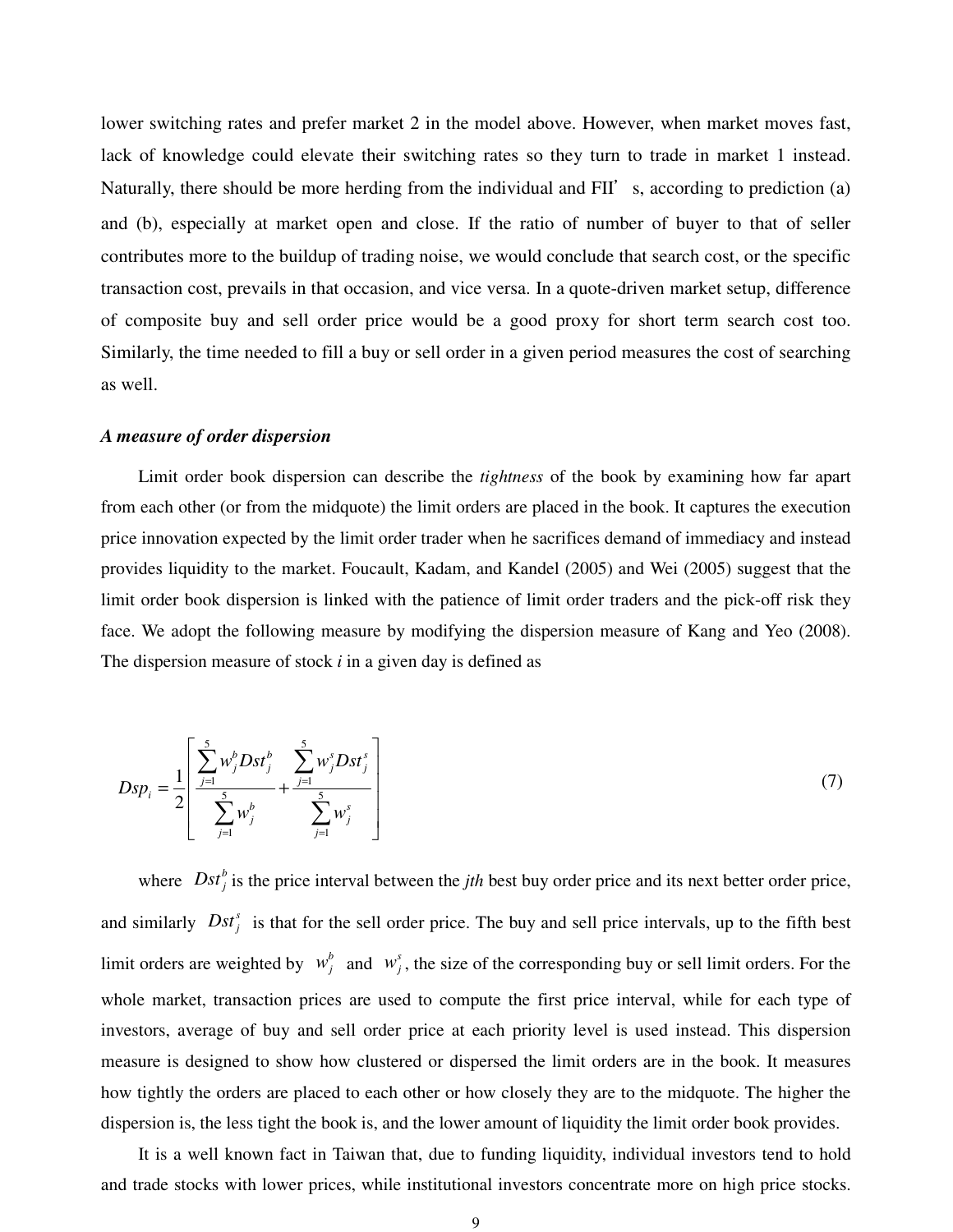lower switching rates and prefer market 2 in the model above. However, when market moves fast, lack of knowledge could elevate their switching rates so they turn to trade in market 1 instead. Naturally, there should be more herding from the individual and FII's, according to prediction (a) and (b), especially at market open and close. If the ratio of number of buyer to that of seller contributes more to the buildup of trading noise, we would conclude that search cost, or the specific transaction cost, prevails in that occasion, and vice versa. In a quote-driven market setup, difference of composite buy and sell order price would be a good proxy for short term search cost too. Similarly, the time needed to fill a buy or sell order in a given period measures the cost of searching as well.

### *A measure of order dispersion*

Limit order book dispersion can describe the *tightness* of the book by examining how far apart from each other (or from the midquote) the limit orders are placed in the book. It captures the execution price innovation expected by the limit order trader when he sacrifices demand of immediacy and instead provides liquidity to the market. Foucault, Kadam, and Kandel (2005) and Wei (2005) suggest that the limit order book dispersion is linked with the patience of limit order traders and the pick-off risk they face. We adopt the following measure by modifying the dispersion measure of Kang and Yeo (2008). The dispersion measure of stock *i* in a given day is defined as

$$Dsp_i = \frac{1}{2}\left[\frac{\sum_{j=1}^{5} w_j^b Dst_j^b}{\sum_{j=1}^{5} w_j^b} + \frac{\sum_{j=1}^{5} w_j^s Dst_j^s}{\sum_{j=1}^{5} w_j^s}\right] \tag{7}$$

where $Dst_j^b$ is the price interval between the *jth* best buy order price and its next better order price, and similarly $Dst_j^s$ is that for the sell order price. The buy and sell price intervals, up to the fifth best limit orders are weighted by $w_j^b$ and $w_j^s$, the size of the corresponding buy or sell limit orders. For the whole market, transaction prices are used to compute the first price interval, while for each type of investors, average of buy and sell order price at each priority level is used instead. This dispersion measure is designed to show how clustered or dispersed the limit orders are in the book. It measures how tightly the orders are placed to each other or how closely they are to the midquote. The higher the dispersion is, the less tight the book is, and the lower amount of liquidity the limit order book provides.

It is a well known fact in Taiwan that, due to funding liquidity, individual investors tend to hold and trade stocks with lower prices, while institutional investors concentrate more on high price stocks.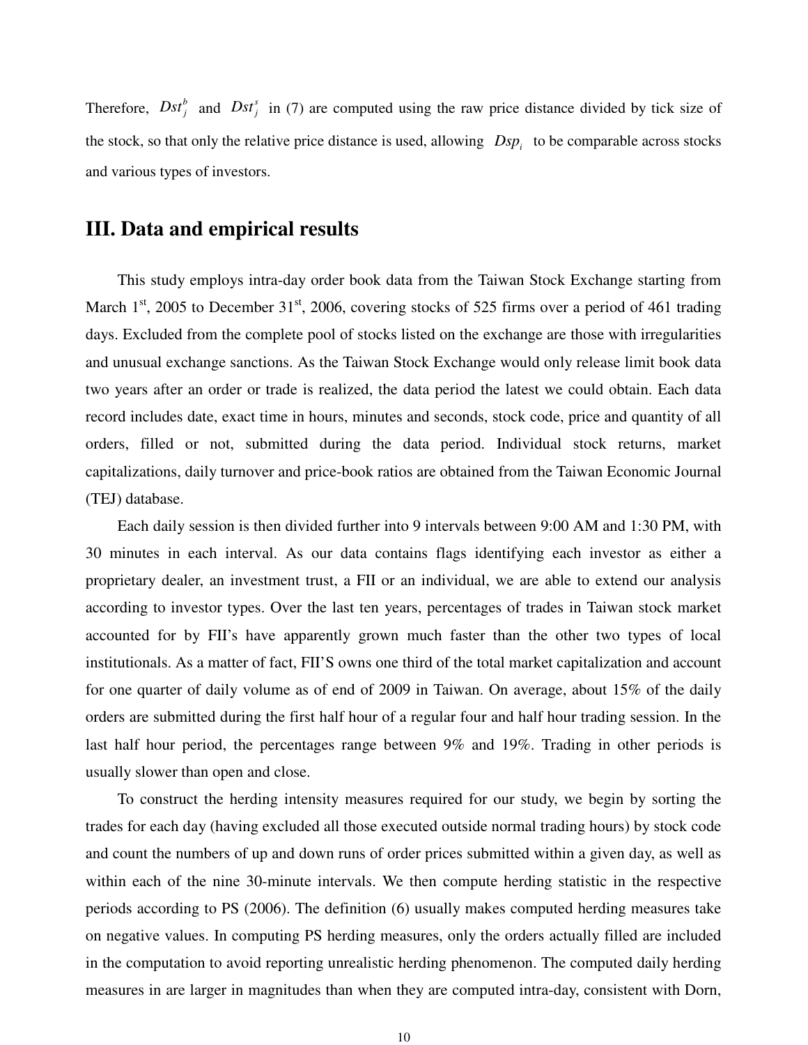Therefore, $Dst_j^b$ and $Dst_j^s$ in (7) are computed using the raw price distance divided by tick size of the stock, so that only the relative price distance is used, allowing $Dsp_i$ to be comparable across stocks and various types of investors.

## III. Data and empirical results

This study employs intra-day order book data from the Taiwan Stock Exchange starting from March 1st, 2005 to December 31st, 2006, covering stocks of 525 firms over a period of 461 trading days. Excluded from the complete pool of stocks listed on the exchange are those with irregularities and unusual exchange sanctions. As the Taiwan Stock Exchange would only release limit book data two years after an order or trade is realized, the data period the latest we could obtain. Each data record includes date, exact time in hours, minutes and seconds, stock code, price and quantity of all orders, filled or not, submitted during the data period. Individual stock returns, market capitalizations, daily turnover and price-book ratios are obtained from the Taiwan Economic Journal (TEJ) database.

Each daily session is then divided further into 9 intervals between 9:00 AM and 1:30 PM, with 30 minutes in each interval. As our data contains flags identifying each investor as either a proprietary dealer, an investment trust, a FII or an individual, we are able to extend our analysis according to investor types. Over the last ten years, percentages of trades in Taiwan stock market accounted for by FII's have apparently grown much faster than the other two types of local institutionals. As a matter of fact, FII'S owns one third of the total market capitalization and account for one quarter of daily volume as of end of 2009 in Taiwan. On average, about 15% of the daily orders are submitted during the first half hour of a regular four and half hour trading session. In the last half hour period, the percentages range between 9% and 19%. Trading in other periods is usually slower than open and close.

To construct the herding intensity measures required for our study, we begin by sorting the trades for each day (having excluded all those executed outside normal trading hours) by stock code and count the numbers of up and down runs of order prices submitted within a given day, as well as within each of the nine 30-minute intervals. We then compute herding statistic in the respective periods according to PS (2006). The definition (6) usually makes computed herding measures take on negative values. In computing PS herding measures, only the orders actually filled are included in the computation to avoid reporting unrealistic herding phenomenon. The computed daily herding measures in are larger in magnitudes than when they are computed intra-day, consistent with Dorn,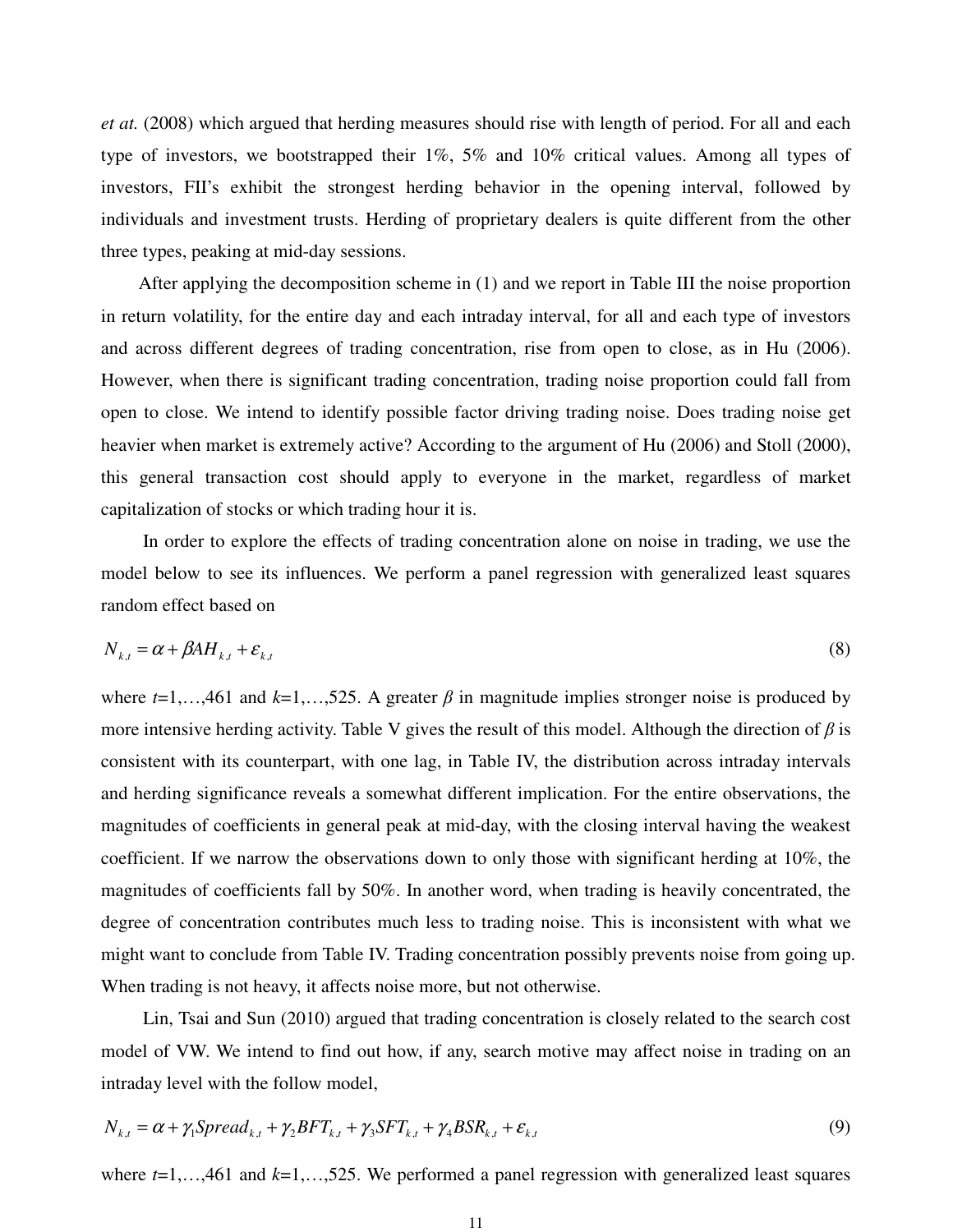*et at.* (2008) which argued that herding measures should rise with length of period. For all and each type of investors, we bootstrapped their 1%, 5% and 10% critical values. Among all types of investors, FII's exhibit the strongest herding behavior in the opening interval, followed by individuals and investment trusts. Herding of proprietary dealers is quite different from the other three types, peaking at mid-day sessions.

After applying the decomposition scheme in (1) and we report in Table III the noise proportion in return volatility, for the entire day and each intraday interval, for all and each type of investors and across different degrees of trading concentration, rise from open to close, as in Hu (2006). However, when there is significant trading concentration, trading noise proportion could fall from open to close. We intend to identify possible factor driving trading noise. Does trading noise get heavier when market is extremely active? According to the argument of Hu (2006) and Stoll (2000), this general transaction cost should apply to everyone in the market, regardless of market capitalization of stocks or which trading hour it is.

In order to explore the effects of trading concentration alone on noise in trading, we use the model below to see its influences. We perform a panel regression with generalized least squares random effect based on

$$N_{k,t} = \alpha + \beta AH_{k,t} + \varepsilon_{k,t} \tag{8}$$

where $t$=1,…,461 and $k$=1,…,525. A greater $\beta$ in magnitude implies stronger noise is produced by more intensive herding activity. Table V gives the result of this model. Although the direction of $\beta$ is consistent with its counterpart, with one lag, in Table IV, the distribution across intraday intervals and herding significance reveals a somewhat different implication. For the entire observations, the magnitudes of coefficients in general peak at mid-day, with the closing interval having the weakest coefficient. If we narrow the observations down to only those with significant herding at 10%, the magnitudes of coefficients fall by 50%. In another word, when trading is heavily concentrated, the degree of concentration contributes much less to trading noise. This is inconsistent with what we might want to conclude from Table IV. Trading concentration possibly prevents noise from going up. When trading is not heavy, it affects noise more, but not otherwise.

Lin, Tsai and Sun (2010) argued that trading concentration is closely related to the search cost model of VW. We intend to find out how, if any, search motive may affect noise in trading on an intraday level with the follow model,

$$N_{k,t} = \alpha + \gamma_1 Spread_{k,t} + \gamma_2 BFT_{k,t} + \gamma_3 SFT_{k,t} + \gamma_4 BSR_{k,t} + \varepsilon_{k,t} \tag{9}$$

where $t$=1,…,461 and $k$=1,…,525. We performed a panel regression with generalized least squares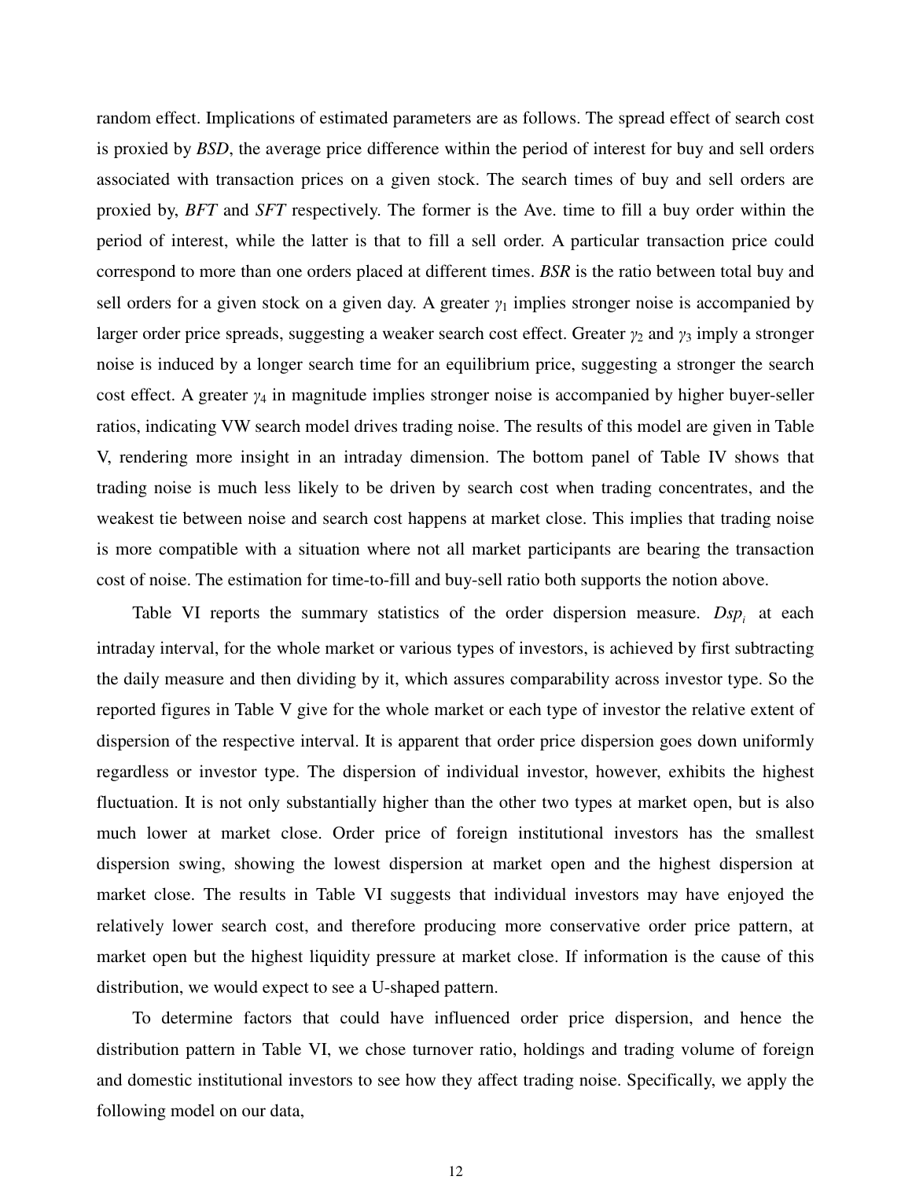random effect. Implications of estimated parameters are as follows. The spread effect of search cost is proxied by *BSD*, the average price difference within the period of interest for buy and sell orders associated with transaction prices on a given stock. The search times of buy and sell orders are proxied by, *BFT* and *SFT* respectively. The former is the Ave. time to fill a buy order within the period of interest, while the latter is that to fill a sell order. A particular transaction price could correspond to more than one orders placed at different times. *BSR* is the ratio between total buy and sell orders for a given stock on a given day. A greater $\gamma_1$ implies stronger noise is accompanied by larger order price spreads, suggesting a weaker search cost effect. Greater $\gamma_2$ and $\gamma_3$ imply a stronger noise is induced by a longer search time for an equilibrium price, suggesting a stronger the search cost effect. A greater $\gamma_4$ in magnitude implies stronger noise is accompanied by higher buyer-seller ratios, indicating VW search model drives trading noise. The results of this model are given in Table V, rendering more insight in an intraday dimension. The bottom panel of Table IV shows that trading noise is much less likely to be driven by search cost when trading concentrates, and the weakest tie between noise and search cost happens at market close. This implies that trading noise is more compatible with a situation where not all market participants are bearing the transaction cost of noise. The estimation for time-to-fill and buy-sell ratio both supports the notion above.

Table VI reports the summary statistics of the order dispersion measure. $Dsp_i$ at each intraday interval, for the whole market or various types of investors, is achieved by first subtracting the daily measure and then dividing by it, which assures comparability across investor type. So the reported figures in Table V give for the whole market or each type of investor the relative extent of dispersion of the respective interval. It is apparent that order price dispersion goes down uniformly regardless or investor type. The dispersion of individual investor, however, exhibits the highest fluctuation. It is not only substantially higher than the other two types at market open, but is also much lower at market close. Order price of foreign institutional investors has the smallest dispersion swing, showing the lowest dispersion at market open and the highest dispersion at market close. The results in Table VI suggests that individual investors may have enjoyed the relatively lower search cost, and therefore producing more conservative order price pattern, at market open but the highest liquidity pressure at market close. If information is the cause of this distribution, we would expect to see a U-shaped pattern.

To determine factors that could have influenced order price dispersion, and hence the distribution pattern in Table VI, we chose turnover ratio, holdings and trading volume of foreign and domestic institutional investors to see how they affect trading noise. Specifically, we apply the following model on our data,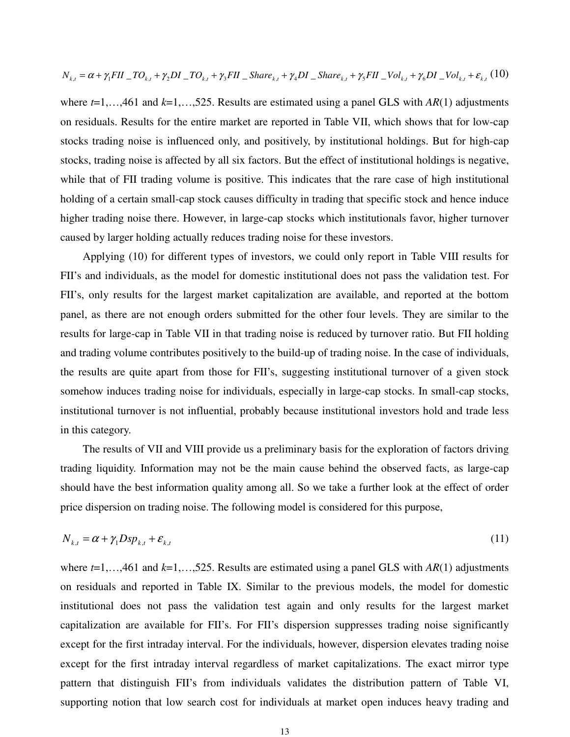$$N_{k,t} = \alpha + \gamma_1 FII\_TO_{k,t} + \gamma_2 DI\_TO_{k,t} + \gamma_3 FII\_Share_{k,t} + \gamma_4 DI\_Share_{k,t} + \gamma_5 FII\_Vol_{k,t} + \gamma_6 DI\_Vol_{k,t} + \varepsilon_{k,t} \quad (10)$$

where $t$=1,…,461 and $k$=1,…,525. Results are estimated using a panel GLS with $AR(1)$ adjustments on residuals. Results for the entire market are reported in Table VII, which shows that for low-cap stocks trading noise is influenced only, and positively, by institutional holdings. But for high-cap stocks, trading noise is affected by all six factors. But the effect of institutional holdings is negative, while that of FII trading volume is positive. This indicates that the rare case of high institutional holding of a certain small-cap stock causes difficulty in trading that specific stock and hence induce higher trading noise there. However, in large-cap stocks which institutionals favor, higher turnover caused by larger holding actually reduces trading noise for these investors.

Applying (10) for different types of investors, we could only report in Table VIII results for FII's and individuals, as the model for domestic institutional does not pass the validation test. For FII's, only results for the largest market capitalization are available, and reported at the bottom panel, as there are not enough orders submitted for the other four levels. They are similar to the results for large-cap in Table VII in that trading noise is reduced by turnover ratio. But FII holding and trading volume contributes positively to the build-up of trading noise. In the case of individuals, the results are quite apart from those for FII's, suggesting institutional turnover of a given stock somehow induces trading noise for individuals, especially in large-cap stocks. In small-cap stocks, institutional turnover is not influential, probably because institutional investors hold and trade less in this category.

The results of VII and VIII provide us a preliminary basis for the exploration of factors driving trading liquidity. Information may not be the main cause behind the observed facts, as large-cap should have the best information quality among all. So we take a further look at the effect of order price dispersion on trading noise. The following model is considered for this purpose,

$$N_{k,t} = \alpha + \gamma_1 Dsp_{k,t} + \varepsilon_{k,t} \quad (11)$$

where $t$=1,…,461 and $k$=1,…,525. Results are estimated using a panel GLS with $AR(1)$ adjustments on residuals and reported in Table IX. Similar to the previous models, the model for domestic institutional does not pass the validation test again and only results for the largest market capitalization are available for FII's. For FII's dispersion suppresses trading noise significantly except for the first intraday interval. For the individuals, however, dispersion elevates trading noise except for the first intraday interval regardless of market capitalizations. The exact mirror type pattern that distinguish FII's from individuals validates the distribution pattern of Table VI, supporting notion that low search cost for individuals at market open induces heavy trading and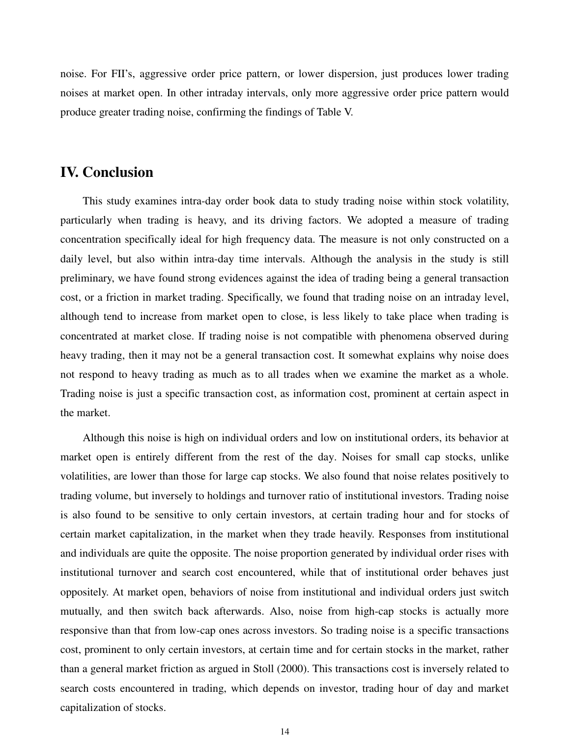noise. For FII's, aggressive order price pattern, or lower dispersion, just produces lower trading noises at market open. In other intraday intervals, only more aggressive order price pattern would produce greater trading noise, confirming the findings of Table V.

## IV. Conclusion

This study examines intra-day order book data to study trading noise within stock volatility, particularly when trading is heavy, and its driving factors. We adopted a measure of trading concentration specifically ideal for high frequency data. The measure is not only constructed on a daily level, but also within intra-day time intervals. Although the analysis in the study is still preliminary, we have found strong evidences against the idea of trading being a general transaction cost, or a friction in market trading. Specifically, we found that trading noise on an intraday level, although tend to increase from market open to close, is less likely to take place when trading is concentrated at market close. If trading noise is not compatible with phenomena observed during heavy trading, then it may not be a general transaction cost. It somewhat explains why noise does not respond to heavy trading as much as to all trades when we examine the market as a whole. Trading noise is just a specific transaction cost, as information cost, prominent at certain aspect in the market.

Although this noise is high on individual orders and low on institutional orders, its behavior at market open is entirely different from the rest of the day. Noises for small cap stocks, unlike volatilities, are lower than those for large cap stocks. We also found that noise relates positively to trading volume, but inversely to holdings and turnover ratio of institutional investors. Trading noise is also found to be sensitive to only certain investors, at certain trading hour and for stocks of certain market capitalization, in the market when they trade heavily. Responses from institutional and individuals are quite the opposite. The noise proportion generated by individual order rises with institutional turnover and search cost encountered, while that of institutional order behaves just oppositely. At market open, behaviors of noise from institutional and individual orders just switch mutually, and then switch back afterwards. Also, noise from high-cap stocks is actually more responsive than that from low-cap ones across investors. So trading noise is a specific transactions cost, prominent to only certain investors, at certain time and for certain stocks in the market, rather than a general market friction as argued in Stoll (2000). This transactions cost is inversely related to search costs encountered in trading, which depends on investor, trading hour of day and market capitalization of stocks.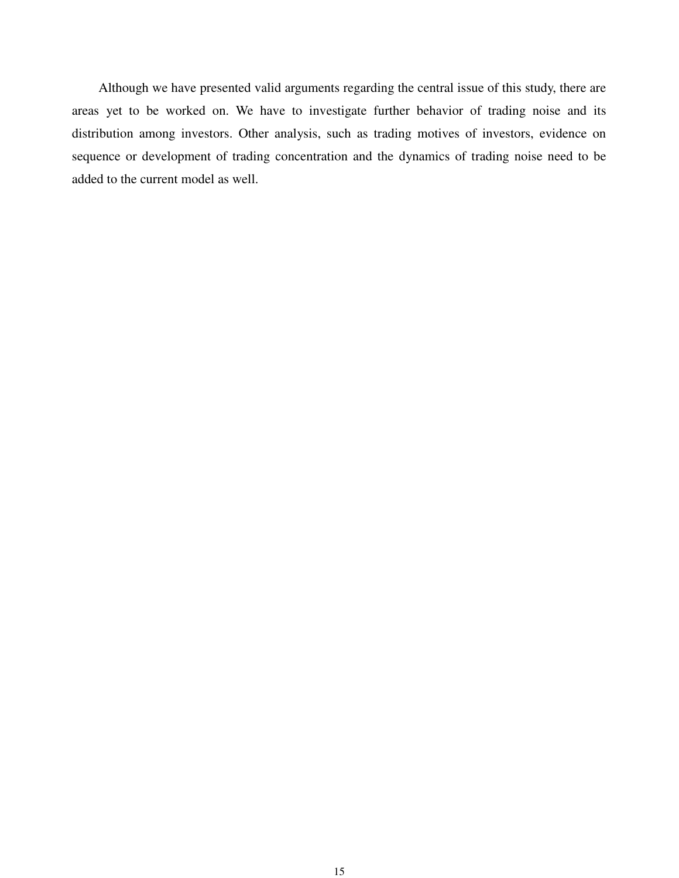Although we have presented valid arguments regarding the central issue of this study, there are areas yet to be worked on. We have to investigate further behavior of trading noise and its distribution among investors. Other analysis, such as trading motives of investors, evidence on sequence or development of trading concentration and the dynamics of trading noise need to be added to the current model as well.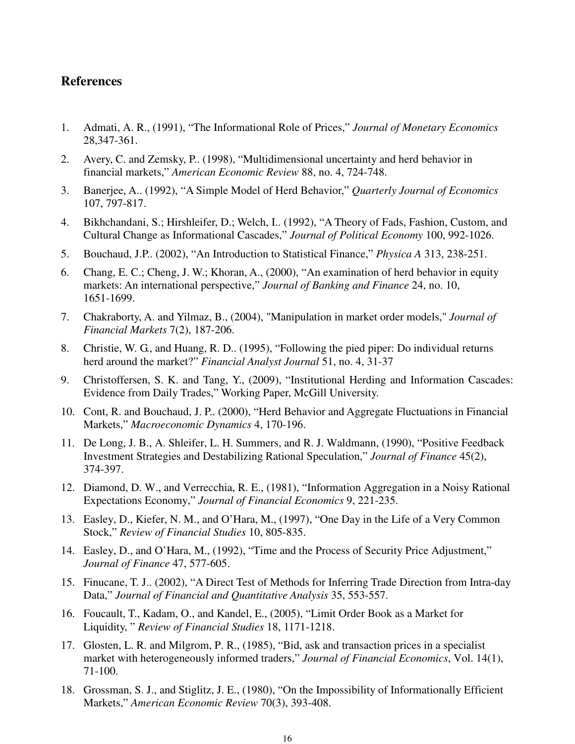## References

1. Admati, A. R., (1991), "The Informational Role of Prices," *Journal of Monetary Economics* 28,347-361.
2. Avery, C. and Zemsky, P.. (1998), "Multidimensional uncertainty and herd behavior in financial markets," *American Economic Review* 88, no. 4, 724-748.
3. Banerjee, A.. (1992), "A Simple Model of Herd Behavior," *Quarterly Journal of Economics* 107, 797-817.
4. Bikhchandani, S.; Hirshleifer, D.; Welch, I.. (1992), "A Theory of Fads, Fashion, Custom, and Cultural Change as Informational Cascades," *Journal of Political Economy* 100, 992-1026.
5. Bouchaud, J.P.. (2002), "An Introduction to Statistical Finance," *Physica A* 313, 238-251.
6. Chang, E. C.; Cheng, J. W.; Khoran, A., (2000), "An examination of herd behavior in equity markets: An international perspective," *Journal of Banking and Finance* 24, no. 10, 1651-1699.
7. Chakraborty, A. and Yilmaz, B., (2004), "Manipulation in market order models," *Journal of Financial Markets* 7(2), 187-206.
8. Christie, W. G., and Huang, R. D.. (1995), "Following the pied piper: Do individual returns herd around the market?" *Financial Analyst Journal* 51, no. 4, 31-37
9. Christoffersen, S. K. and Tang, Y., (2009), "Institutional Herding and Information Cascades: Evidence from Daily Trades," Working Paper, McGill University.
10. Cont, R. and Bouchaud, J. P.. (2000), "Herd Behavior and Aggregate Fluctuations in Financial Markets," *Macroeconomic Dynamics* 4, 170-196.
11. De Long, J. B., A. Shleifer, L. H. Summers, and R. J. Waldmann, (1990), "Positive Feedback Investment Strategies and Destabilizing Rational Speculation," *Journal of Finance* 45(2), 374-397.
12. Diamond, D. W., and Verrecchia, R. E., (1981), "Information Aggregation in a Noisy Rational Expectations Economy," *Journal of Financial Economics* 9, 221-235.
13. Easley, D., Kiefer, N. M., and O'Hara, M., (1997), "One Day in the Life of a Very Common Stock," *Review of Financial Studies* 10, 805-835.
14. Easley, D., and O'Hara, M., (1992), "Time and the Process of Security Price Adjustment," *Journal of Finance* 47, 577-605.
15. Finucane, T. J.. (2002), "A Direct Test of Methods for Inferring Trade Direction from Intra-day Data," *Journal of Financial and Quantitative Analysis* 35, 553-557.
16. Foucault, T., Kadam, O., and Kandel, E., (2005), "Limit Order Book as a Market for Liquidity, " *Review of Financial Studies* 18, 1171-1218.
17. Glosten, L. R. and Milgrom, P. R., (1985), "Bid, ask and transaction prices in a specialist market with heterogeneously informed traders," *Journal of Financial Economics*, Vol. 14(1), 71-100.
18. Grossman, S. J., and Stiglitz, J. E., (1980), "On the Impossibility of Informationally Efficient Markets," *American Economic Review* 70(3), 393-408.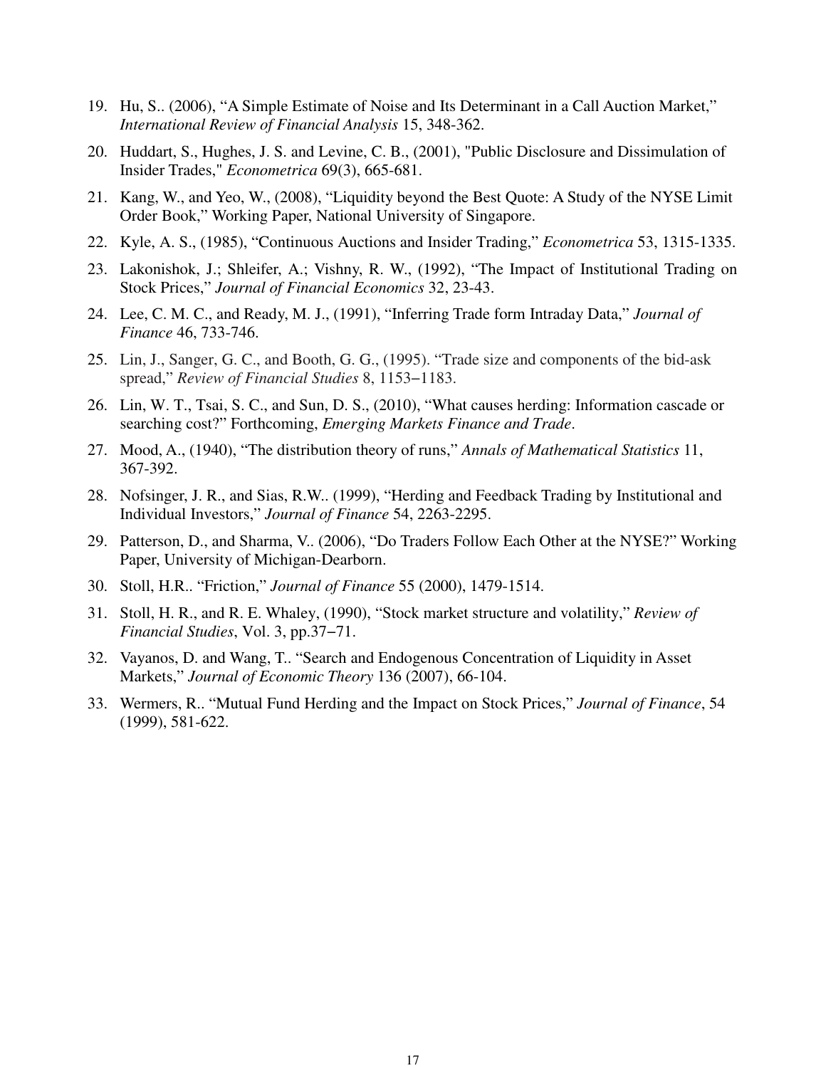19. Hu, S.. (2006), “A Simple Estimate of Noise and Its Determinant in a Call Auction Market,” *International Review of Financial Analysis* 15, 348-362.
20. Huddart, S., Hughes, J. S. and Levine, C. B., (2001), "Public Disclosure and Dissimulation of Insider Trades," *Econometrica* 69(3), 665-681.
21. Kang, W., and Yeo, W., (2008), “Liquidity beyond the Best Quote: A Study of the NYSE Limit Order Book,” Working Paper, National University of Singapore.
22. Kyle, A. S., (1985), “Continuous Auctions and Insider Trading,” *Econometrica* 53, 1315-1335.
23. Lakonishok, J.; Shleifer, A.; Vishny, R. W., (1992), “The Impact of Institutional Trading on Stock Prices,” *Journal of Financial Economics* 32, 23-43.
24. Lee, C. M. C., and Ready, M. J., (1991), “Inferring Trade form Intraday Data,” *Journal of Finance* 46, 733-746.
25. Lin, J., Sanger, G. C., and Booth, G. G., (1995). “Trade size and components of the bid-ask spread,” *Review of Financial Studies* 8, 1153−1183.
26. Lin, W. T., Tsai, S. C., and Sun, D. S., (2010), “What causes herding: Information cascade or searching cost?” Forthcoming, *Emerging Markets Finance and Trade*.
27. Mood, A., (1940), “The distribution theory of runs,” *Annals of Mathematical Statistics* 11, 367-392.
28. Nofsinger, J. R., and Sias, R.W.. (1999), “Herding and Feedback Trading by Institutional and Individual Investors,” *Journal of Finance* 54, 2263-2295.
29. Patterson, D., and Sharma, V.. (2006), “Do Traders Follow Each Other at the NYSE?” Working Paper, University of Michigan-Dearborn.
30. Stoll, H.R.. “Friction,” *Journal of Finance* 55 (2000), 1479-1514.
31. Stoll, H. R., and R. E. Whaley, (1990), “Stock market structure and volatility,” *Review of Financial Studies*, Vol. 3, pp.37−71.
32. Vayanos, D. and Wang, T.. “Search and Endogenous Concentration of Liquidity in Asset Markets,” *Journal of Economic Theory* 136 (2007), 66-104.
33. Wermers, R.. “Mutual Fund Herding and the Impact on Stock Prices,” *Journal of Finance*, 54 (1999), 581-622.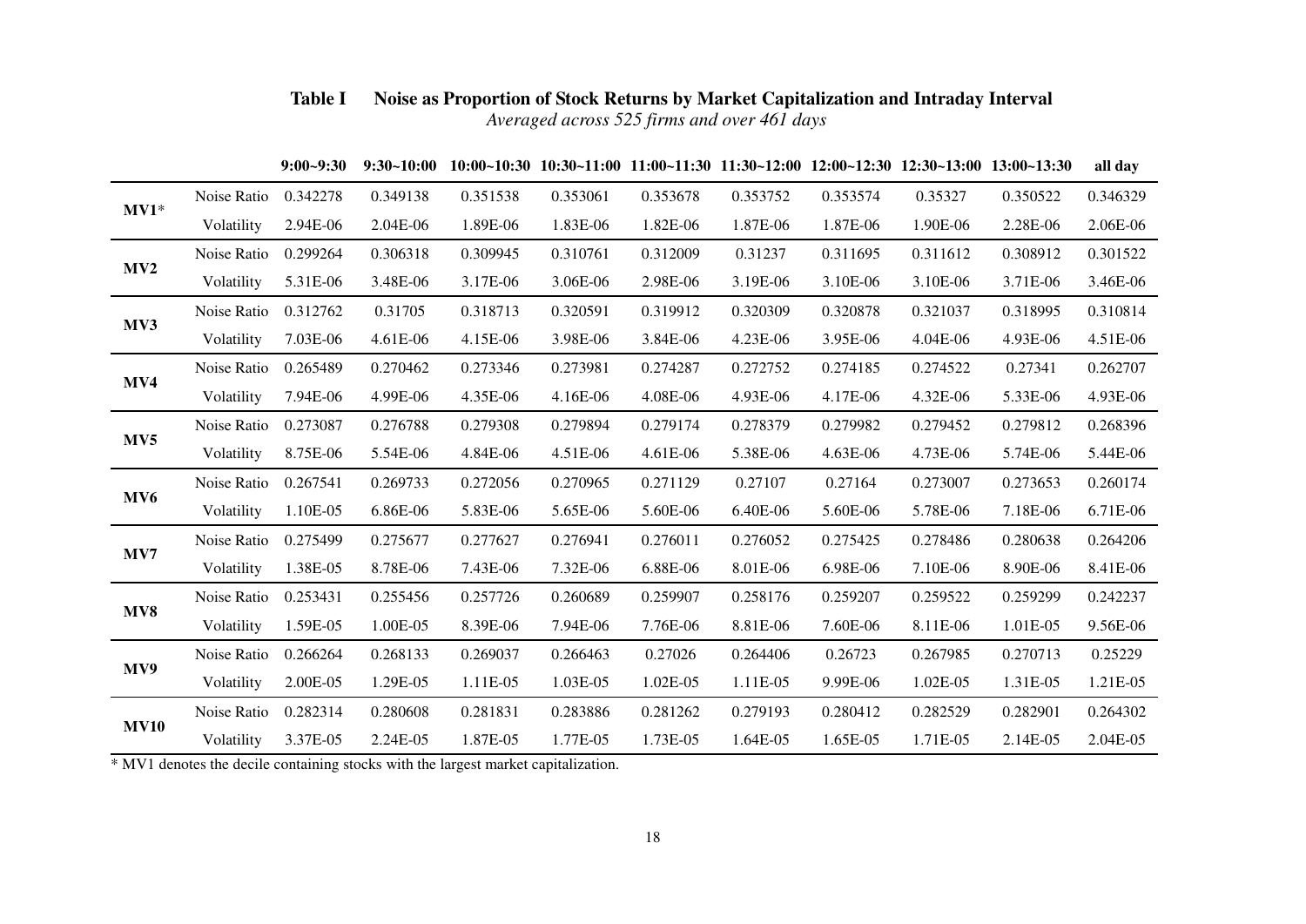**Table I Noise as Proportion of Stock Returns by Market Capitalization and Intraday Interval**

*Averaged across 525 firms and over 461 days*

| | | 9:00~9:30 | 9:30~10:00 | 10:00~10:30 | 10:30~11:00 | 11:00~11:30 | 11:30~12:00 | 12:00~12:30 | 12:30~13:00 | 13:00~13:30 | all day |
|---|---|---|---|---|---|---|---|---|---|---|---|
| **MV1*** | Noise Ratio | 0.342278 | 0.349138 | 0.351538 | 0.353061 | 0.353678 | 0.353752 | 0.353574 | 0.35327 | 0.350522 | 0.346329 |
| | Volatility | 2.94E-06 | 2.04E-06 | 1.89E-06 | 1.83E-06 | 1.82E-06 | 1.87E-06 | 1.87E-06 | 1.90E-06 | 2.28E-06 | 2.06E-06 |
| **MV2** | Noise Ratio | 0.299264 | 0.306318 | 0.309945 | 0.310761 | 0.312009 | 0.31237 | 0.311695 | 0.311612 | 0.308912 | 0.301522 |
| | Volatility | 5.31E-06 | 3.48E-06 | 3.17E-06 | 3.06E-06 | 2.98E-06 | 3.19E-06 | 3.10E-06 | 3.10E-06 | 3.71E-06 | 3.46E-06 |
| **MV3** | Noise Ratio | 0.312762 | 0.31705 | 0.318713 | 0.320591 | 0.319912 | 0.320309 | 0.320878 | 0.321037 | 0.318995 | 0.310814 |
| | Volatility | 7.03E-06 | 4.61E-06 | 4.15E-06 | 3.98E-06 | 3.84E-06 | 4.23E-06 | 3.95E-06 | 4.04E-06 | 4.93E-06 | 4.51E-06 |
| **MV4** | Noise Ratio | 0.265489 | 0.270462 | 0.273346 | 0.273981 | 0.274287 | 0.272752 | 0.274185 | 0.274522 | 0.27341 | 0.262707 |
| | Volatility | 7.94E-06 | 4.99E-06 | 4.35E-06 | 4.16E-06 | 4.08E-06 | 4.93E-06 | 4.17E-06 | 4.32E-06 | 5.33E-06 | 4.93E-06 |
| **MV5** | Noise Ratio | 0.273087 | 0.276788 | 0.279308 | 0.279894 | 0.279174 | 0.278379 | 0.279982 | 0.279452 | 0.279812 | 0.268396 |
| | Volatility | 8.75E-06 | 5.54E-06 | 4.84E-06 | 4.51E-06 | 4.61E-06 | 5.38E-06 | 4.63E-06 | 4.73E-06 | 5.74E-06 | 5.44E-06 |
| **MV6** | Noise Ratio | 0.267541 | 0.269733 | 0.272056 | 0.270965 | 0.271129 | 0.27107 | 0.27164 | 0.273007 | 0.273653 | 0.260174 |
| | Volatility | 1.10E-05 | 6.86E-06 | 5.83E-06 | 5.65E-06 | 5.60E-06 | 6.40E-06 | 5.60E-06 | 5.78E-06 | 7.18E-06 | 6.71E-06 |
| **MV7** | Noise Ratio | 0.275499 | 0.275677 | 0.277627 | 0.276941 | 0.276011 | 0.276052 | 0.275425 | 0.278486 | 0.280638 | 0.264206 |
| | Volatility | 1.38E-05 | 8.78E-06 | 7.43E-06 | 7.32E-06 | 6.88E-06 | 8.01E-06 | 6.98E-06 | 7.10E-06 | 8.90E-06 | 8.41E-06 |
| **MV8** | Noise Ratio | 0.253431 | 0.255456 | 0.257726 | 0.260689 | 0.259907 | 0.258176 | 0.259207 | 0.259522 | 0.259299 | 0.242237 |
| | Volatility | 1.59E-05 | 1.00E-05 | 8.39E-06 | 7.94E-06 | 7.76E-06 | 8.81E-06 | 7.60E-06 | 8.11E-06 | 1.01E-05 | 9.56E-06 |
| **MV9** | Noise Ratio | 0.266264 | 0.268133 | 0.269037 | 0.266463 | 0.27026 | 0.264406 | 0.26723 | 0.267985 | 0.270713 | 0.25229 |
| | Volatility | 2.00E-05 | 1.29E-05 | 1.11E-05 | 1.03E-05 | 1.02E-05 | 1.11E-05 | 9.99E-06 | 1.02E-05 | 1.31E-05 | 1.21E-05 |
| **MV10** | Noise Ratio | 0.282314 | 0.280608 | 0.281831 | 0.283886 | 0.281262 | 0.279193 | 0.280412 | 0.282529 | 0.282901 | 0.264302 |
| | Volatility | 3.37E-05 | 2.24E-05 | 1.87E-05 | 1.77E-05 | 1.73E-05 | 1.64E-05 | 1.65E-05 | 1.71E-05 | 2.14E-05 | 2.04E-05 |

* MV1 denotes the decile containing stocks with the largest market capitalization.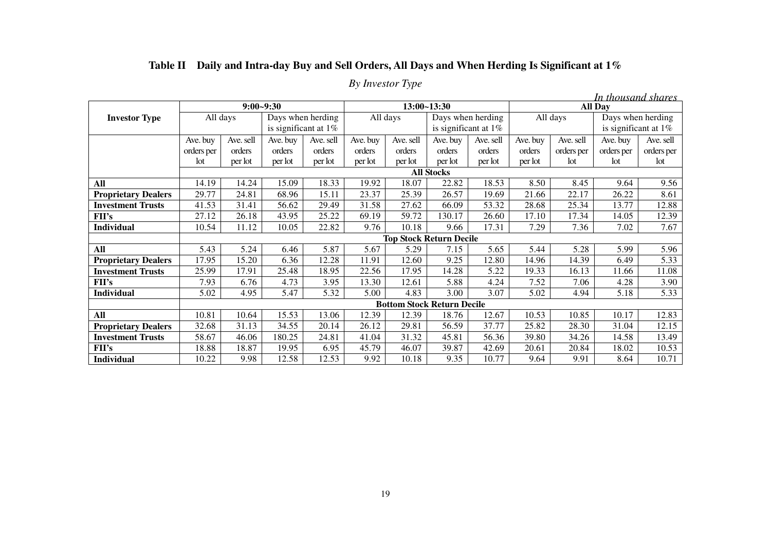## Table II Daily and Intra-day Buy and Sell Orders, All Days and When Herding Is Significant at 1%

*By Investor Type*

*In thousand shares*

| Investor Type | 9:00~9:30 | | | | 13:00~13:30 | | | | All Day | | | |
|---|---|---|---|---|---|---|---|---|---|---|---|---|
| | All days | | Days when herding is significant at 1% | | All days | | Days when herding is significant at 1% | | All days | | Days when herding is significant at 1% | |
| | Ave. buy orders per lot | Ave. sell orders per lot | Ave. buy orders per lot | Ave. sell orders per lot | Ave. buy orders per lot | Ave. sell orders per lot | Ave. buy orders per lot | Ave. sell orders per lot | Ave. buy orders per lot | Ave. sell orders per lot | Ave. buy orders per lot | Ave. sell orders per lot |
| | **All Stocks** | | | | | | | | | | | |
| **All** | 14.19 | 14.24 | 15.09 | 18.33 | 19.92 | 18.07 | 22.82 | 18.53 | 8.50 | 8.45 | 9.64 | 9.56 |
| **Proprietary Dealers** | 29.77 | 24.81 | 68.96 | 15.11 | 23.37 | 25.39 | 26.57 | 19.69 | 21.66 | 22.17 | 26.22 | 8.61 |
| **Investment Trusts** | 41.53 | 31.41 | 56.62 | 29.49 | 31.58 | 27.62 | 66.09 | 53.32 | 28.68 | 25.34 | 13.77 | 12.88 |
| **FII's** | 27.12 | 26.18 | 43.95 | 25.22 | 69.19 | 59.72 | 130.17 | 26.60 | 17.10 | 17.34 | 14.05 | 12.39 |
| **Individual** | 10.54 | 11.12 | 10.05 | 22.82 | 9.76 | 10.18 | 9.66 | 17.31 | 7.29 | 7.36 | 7.02 | 7.67 |
| | **Top Stock Return Decile** | | | | | | | | | | | |
| **All** | 5.43 | 5.24 | 6.46 | 5.87 | 5.67 | 5.29 | 7.15 | 5.65 | 5.44 | 5.28 | 5.99 | 5.96 |
| **Proprietary Dealers** | 17.95 | 15.20 | 6.36 | 12.28 | 11.91 | 12.60 | 9.25 | 12.80 | 14.96 | 14.39 | 6.49 | 5.33 |
| **Investment Trusts** | 25.99 | 17.91 | 25.48 | 18.95 | 22.56 | 17.95 | 14.28 | 5.22 | 19.33 | 16.13 | 11.66 | 11.08 |
| **FII's** | 7.93 | 6.76 | 4.73 | 3.95 | 13.30 | 12.61 | 5.88 | 4.24 | 7.52 | 7.06 | 4.28 | 3.90 |
| **Individual** | 5.02 | 4.95 | 5.47 | 5.32 | 5.00 | 4.83 | 3.00 | 3.07 | 5.02 | 4.94 | 5.18 | 5.33 |
| | **Bottom Stock Return Decile** | | | | | | | | | | | |
| **All** | 10.81 | 10.64 | 15.53 | 13.06 | 12.39 | 12.39 | 18.76 | 12.67 | 10.53 | 10.85 | 10.17 | 12.83 |
| **Proprietary Dealers** | 32.68 | 31.13 | 34.55 | 20.14 | 26.12 | 29.81 | 56.59 | 37.77 | 25.82 | 28.30 | 31.04 | 12.15 |
| **Investment Trusts** | 58.67 | 46.06 | 180.25 | 24.81 | 41.04 | 31.32 | 45.81 | 56.36 | 39.80 | 34.26 | 14.58 | 13.49 |
| **FII's** | 18.88 | 18.87 | 19.95 | 6.95 | 45.79 | 46.07 | 39.87 | 42.69 | 20.61 | 20.84 | 18.02 | 10.53 |
| **Individual** | 10.22 | 9.98 | 12.58 | 12.53 | 9.92 | 10.18 | 9.35 | 10.77 | 9.64 | 9.91 | 8.64 | 10.71 |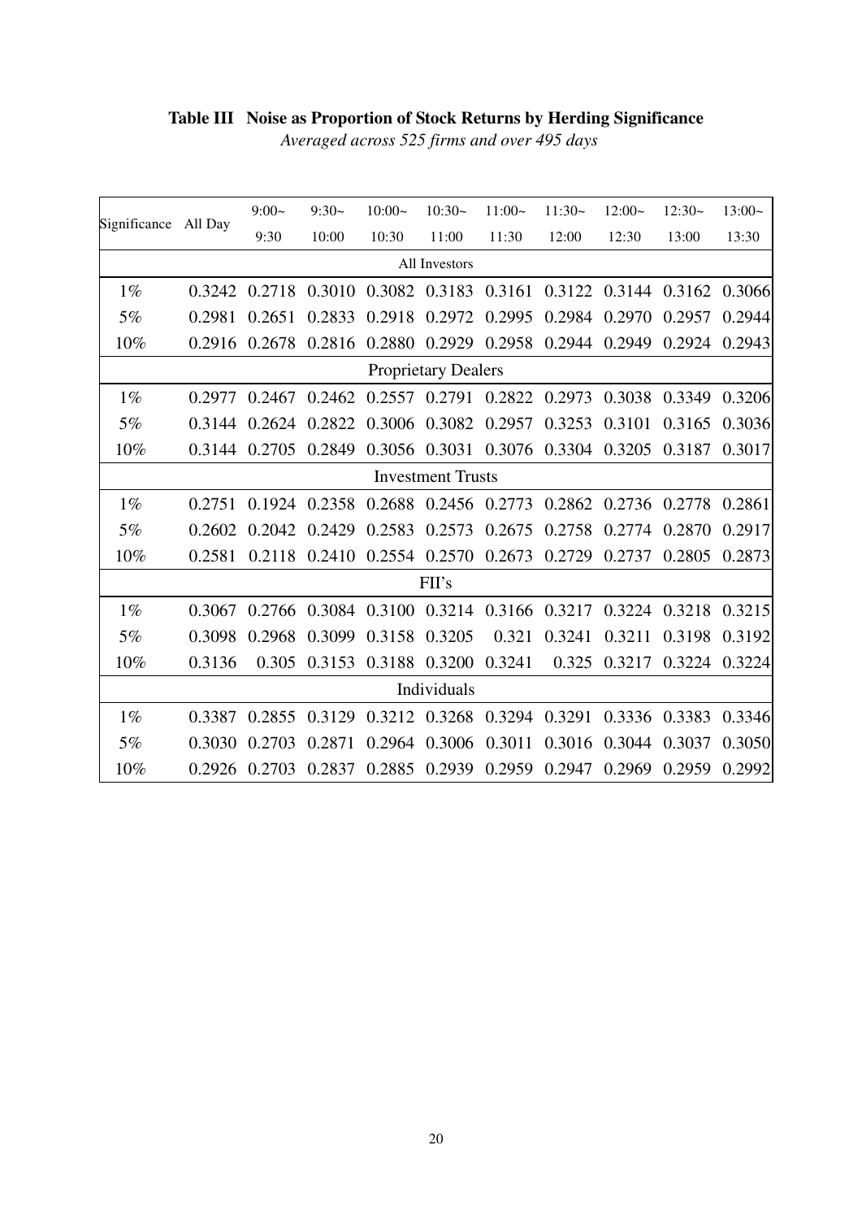**Table III Noise as Proportion of Stock Returns by Herding Significance**

*Averaged across 525 firms and over 495 days*

| Significance | All Day | 9:00~ 9:30 | 9:30~ 10:00 | 10:00~ 10:30 | 10:30~ 11:00 | 11:00~ 11:30 | 11:30~ 12:00 | 12:00~ 12:30 | 12:30~ 13:00 | 13:00~ 13:30 |
|---|---|---|---|---|---|---|---|---|---|---|
| All Investors | | | | | | | | | | |
| 1% | 0.3242 | 0.2718 | 0.3010 | 0.3082 | 0.3183 | 0.3161 | 0.3122 | 0.3144 | 0.3162 | 0.3066 |
| 5% | 0.2981 | 0.2651 | 0.2833 | 0.2918 | 0.2972 | 0.2995 | 0.2984 | 0.2970 | 0.2957 | 0.2944 |
| 10% | 0.2916 | 0.2678 | 0.2816 | 0.2880 | 0.2929 | 0.2958 | 0.2944 | 0.2949 | 0.2924 | 0.2943 |
| Proprietary Dealers | | | | | | | | | | |
| 1% | 0.2977 | 0.2467 | 0.2462 | 0.2557 | 0.2791 | 0.2822 | 0.2973 | 0.3038 | 0.3349 | 0.3206 |
| 5% | 0.3144 | 0.2624 | 0.2822 | 0.3006 | 0.3082 | 0.2957 | 0.3253 | 0.3101 | 0.3165 | 0.3036 |
| 10% | 0.3144 | 0.2705 | 0.2849 | 0.3056 | 0.3031 | 0.3076 | 0.3304 | 0.3205 | 0.3187 | 0.3017 |
| Investment Trusts | | | | | | | | | | |
| 1% | 0.2751 | 0.1924 | 0.2358 | 0.2688 | 0.2456 | 0.2773 | 0.2862 | 0.2736 | 0.2778 | 0.2861 |
| 5% | 0.2602 | 0.2042 | 0.2429 | 0.2583 | 0.2573 | 0.2675 | 0.2758 | 0.2774 | 0.2870 | 0.2917 |
| 10% | 0.2581 | 0.2118 | 0.2410 | 0.2554 | 0.2570 | 0.2673 | 0.2729 | 0.2737 | 0.2805 | 0.2873 |
| FII's | | | | | | | | | | |
| 1% | 0.3067 | 0.2766 | 0.3084 | 0.3100 | 0.3214 | 0.3166 | 0.3217 | 0.3224 | 0.3218 | 0.3215 |
| 5% | 0.3098 | 0.2968 | 0.3099 | 0.3158 | 0.3205 | 0.321 | 0.3241 | 0.3211 | 0.3198 | 0.3192 |
| 10% | 0.3136 | 0.305 | 0.3153 | 0.3188 | 0.3200 | 0.3241 | 0.325 | 0.3217 | 0.3224 | 0.3224 |
| Individuals | | | | | | | | | | |
| 1% | 0.3387 | 0.2855 | 0.3129 | 0.3212 | 0.3268 | 0.3294 | 0.3291 | 0.3336 | 0.3383 | 0.3346 |
| 5% | 0.3030 | 0.2703 | 0.2871 | 0.2964 | 0.3006 | 0.3011 | 0.3016 | 0.3044 | 0.3037 | 0.3050 |
| 10% | 0.2926 | 0.2703 | 0.2837 | 0.2885 | 0.2939 | 0.2959 | 0.2947 | 0.2969 | 0.2959 | 0.2992 |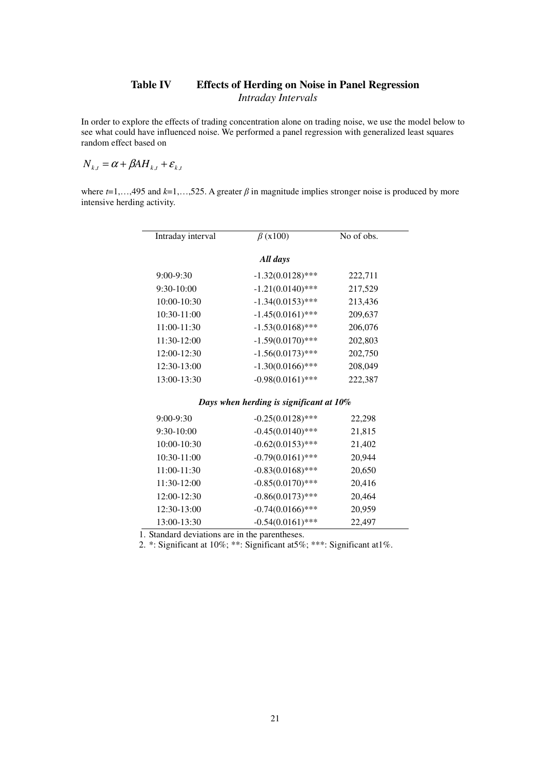## Table IV Effects of Herding on Noise in Panel Regression

*Intraday Intervals*

In order to explore the effects of trading concentration alone on trading noise, we use the model below to see what could have influenced noise. We performed a panel regression with generalized least squares random effect based on

$$N_{k,t} = \alpha + \beta AH_{k,t} + \varepsilon_{k,t}$$

where $t$=1,…,495 and $k$=1,…,525. A greater $\beta$ in magnitude implies stronger noise is produced by more intensive herding activity.

| Intraday interval | $\beta$ (x100) | No of obs. |
|---|---|---|
| | ***All days*** | |
| 9:00-9:30 | -1.32(0.0128)*** | 222,711 |
| 9:30-10:00 | -1.21(0.0140)*** | 217,529 |
| 10:00-10:30 | -1.34(0.0153)*** | 213,436 |
| 10:30-11:00 | -1.45(0.0161)*** | 209,637 |
| 11:00-11:30 | -1.53(0.0168)*** | 206,076 |
| 11:30-12:00 | -1.59(0.0170)*** | 202,803 |
| 12:00-12:30 | -1.56(0.0173)*** | 202,750 |
| 12:30-13:00 | -1.30(0.0166)*** | 208,049 |
| 13:00-13:30 | -0.98(0.0161)*** | 222,387 |
| | ***Days when herding is significant at 10%*** | |
| 9:00-9:30 | -0.25(0.0128)*** | 22,298 |
| 9:30-10:00 | -0.45(0.0140)*** | 21,815 |
| 10:00-10:30 | -0.62(0.0153)*** | 21,402 |
| 10:30-11:00 | -0.79(0.0161)*** | 20,944 |
| 11:00-11:30 | -0.83(0.0168)*** | 20,650 |
| 11:30-12:00 | -0.85(0.0170)*** | 20,416 |
| 12:00-12:30 | -0.86(0.0173)*** | 20,464 |
| 12:30-13:00 | -0.74(0.0166)*** | 20,959 |
| 13:00-13:30 | -0.54(0.0161)*** | 22,497 |

1. Standard deviations are in the parentheses.
2. *: Significant at 10%; **: Significant at5%; ***: Significant at1%.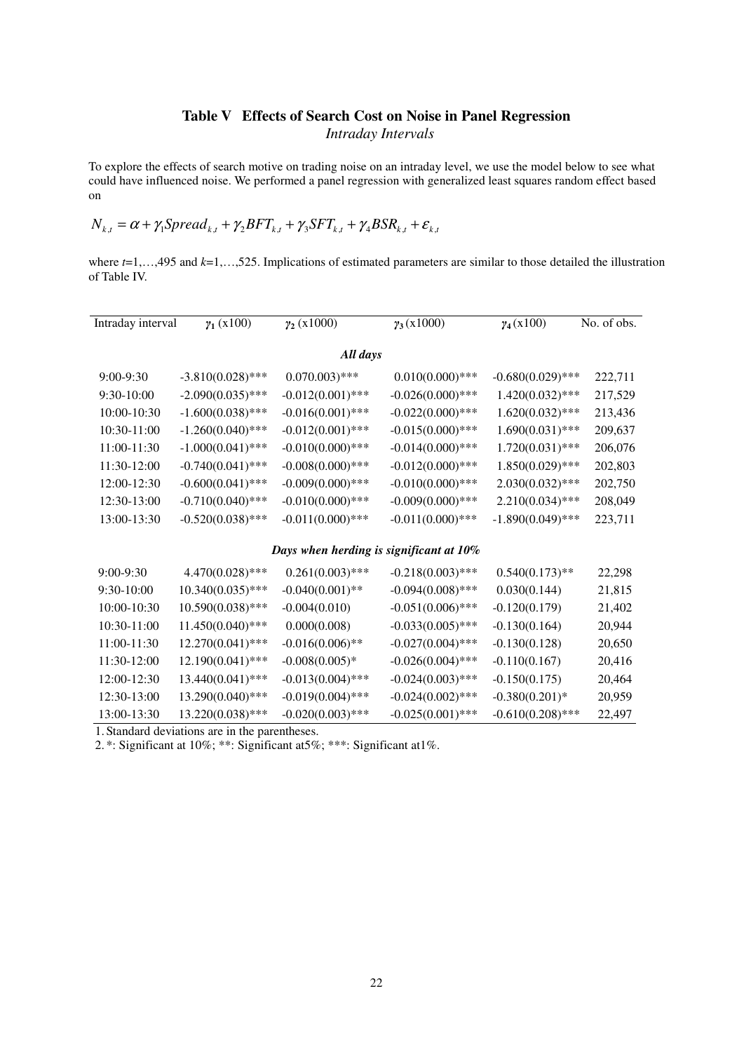## Table V Effects of Search Cost on Noise in Panel Regression

*Intraday Intervals*

To explore the effects of search motive on trading noise on an intraday level, we use the model below to see what could have influenced noise. We performed a panel regression with generalized least squares random effect based on

$$N_{k,t} = \alpha + \gamma_1 Spread_{k,t} + \gamma_2 BFT_{k,t} + \gamma_3 SFT_{k,t} + \gamma_4 BSR_{k,t} + \varepsilon_{k,t}$$

where $t$=1,…,495 and $k$=1,…,525. Implications of estimated parameters are similar to those detailed the illustration of Table IV.

| Intraday interval | $\gamma_1$ (x100) | $\gamma_2$ (x1000) | $\gamma_3$ (x1000) | $\gamma_4$ (x100) | No. of obs. |
|---|---|---|---|---|---|
| | | ***All days*** | | | |
| 9:00-9:30 | -3.810(0.028)*** | 0.070.003)*** | 0.010(0.000)*** | -0.680(0.029)*** | 222,711 |
| 9:30-10:00 | -2.090(0.035)*** | -0.012(0.001)*** | -0.026(0.000)*** | 1.420(0.032)*** | 217,529 |
| 10:00-10:30 | -1.600(0.038)*** | -0.016(0.001)*** | -0.022(0.000)*** | 1.620(0.032)*** | 213,436 |
| 10:30-11:00 | -1.260(0.040)*** | -0.012(0.001)*** | -0.015(0.000)*** | 1.690(0.031)*** | 209,637 |
| 11:00-11:30 | -1.000(0.041)*** | -0.010(0.000)*** | -0.014(0.000)*** | 1.720(0.031)*** | 206,076 |
| 11:30-12:00 | -0.740(0.041)*** | -0.008(0.000)*** | -0.012(0.000)*** | 1.850(0.029)*** | 202,803 |
| 12:00-12:30 | -0.600(0.041)*** | -0.009(0.000)*** | -0.010(0.000)*** | 2.030(0.032)*** | 202,750 |
| 12:30-13:00 | -0.710(0.040)*** | -0.010(0.000)*** | -0.009(0.000)*** | 2.210(0.034)*** | 208,049 |
| 13:00-13:30 | -0.520(0.038)*** | -0.011(0.000)*** | -0.011(0.000)*** | -1.890(0.049)*** | 223,711 |
| | | ***Days when herding is significant at 10%*** | | | |
| 9:00-9:30 | 4.470(0.028)*** | 0.261(0.003)*** | -0.218(0.003)*** | 0.540(0.173)** | 22,298 |
| 9:30-10:00 | 10.340(0.035)*** | -0.040(0.001)** | -0.094(0.008)*** | 0.030(0.144) | 21,815 |
| 10:00-10:30 | 10.590(0.038)*** | -0.004(0.010) | -0.051(0.006)*** | -0.120(0.179) | 21,402 |
| 10:30-11:00 | 11.450(0.040)*** | 0.000(0.008) | -0.033(0.005)*** | -0.130(0.164) | 20,944 |
| 11:00-11:30 | 12.270(0.041)*** | -0.016(0.006)** | -0.027(0.004)*** | -0.130(0.128) | 20,650 |
| 11:30-12:00 | 12.190(0.041)*** | -0.008(0.005)* | -0.026(0.004)*** | -0.110(0.167) | 20,416 |
| 12:00-12:30 | 13.440(0.041)*** | -0.013(0.004)*** | -0.024(0.003)*** | -0.150(0.175) | 20,464 |
| 12:30-13:00 | 13.290(0.040)*** | -0.019(0.004)*** | -0.024(0.002)*** | -0.380(0.201)* | 20,959 |
| 13:00-13:30 | 13.220(0.038)*** | -0.020(0.003)*** | -0.025(0.001)*** | -0.610(0.208)*** | 22,497 |

1. Standard deviations are in the parentheses.
2. *: Significant at 10%; **: Significant at5%; ***: Significant at1%.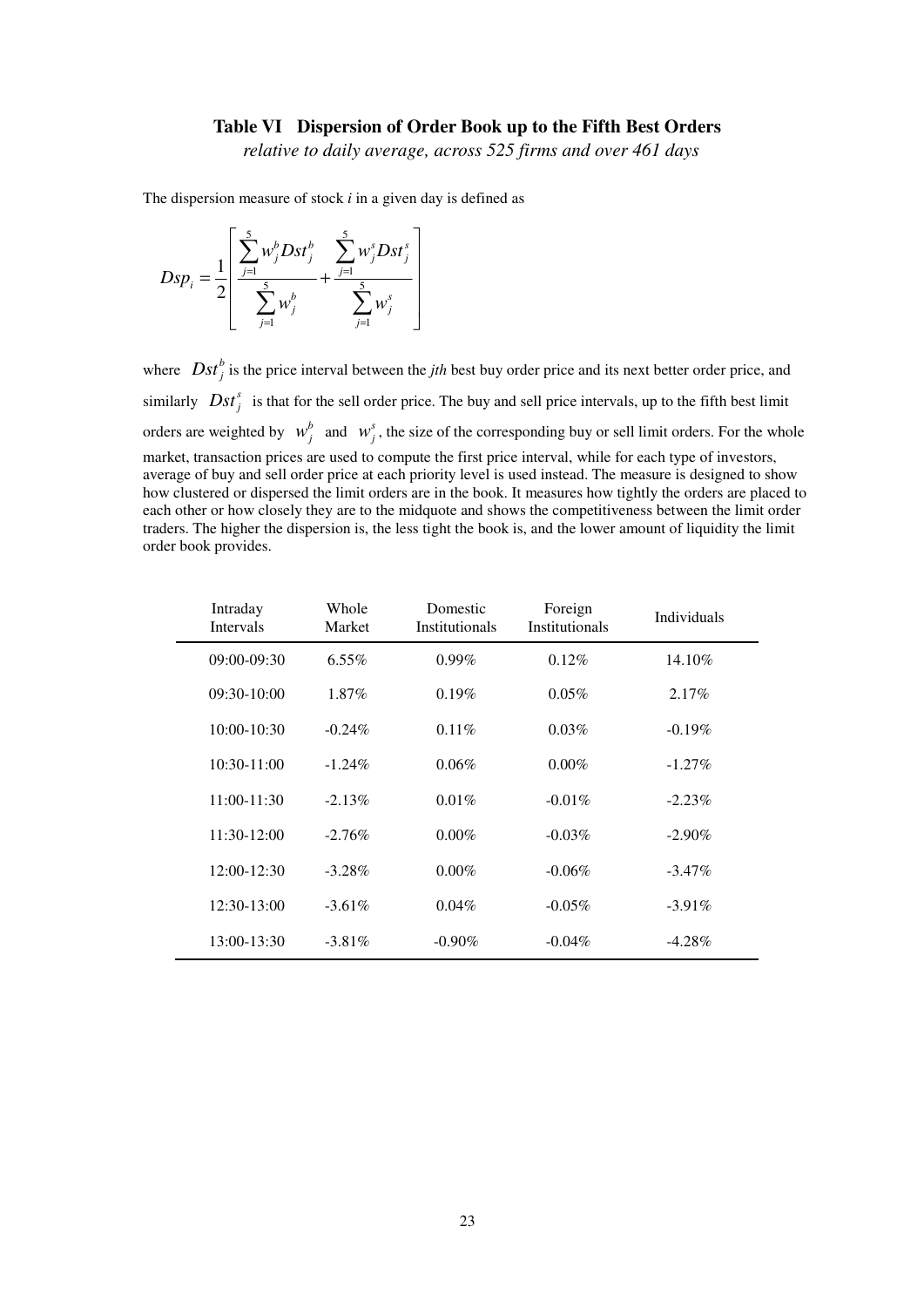## Table VI Dispersion of Order Book up to the Fifth Best Orders

*relative to daily average, across 525 firms and over 461 days*

The dispersion measure of stock $i$ in a given day is defined as

$$Dsp_i = \frac{1}{2}\left[\frac{\sum_{j=1}^{5} w_j^b Dst_j^b}{\sum_{j=1}^{5} w_j^b} + \frac{\sum_{j=1}^{5} w_j^s Dst_j^s}{\sum_{j=1}^{5} w_j^s}\right]$$

where $Dst_j^b$ is the price interval between the *jth* best buy order price and its next better order price, and similarly $Dst_j^s$ is that for the sell order price. The buy and sell price intervals, up to the fifth best limit orders are weighted by $w_j^b$ and $w_j^s$, the size of the corresponding buy or sell limit orders. For the whole market, transaction prices are used to compute the first price interval, while for each type of investors, average of buy and sell order price at each priority level is used instead. The measure is designed to show how clustered or dispersed the limit orders are in the book. It measures how tightly the orders are placed to each other or how closely they are to the midquote and shows the competitiveness between the limit order traders. The higher the dispersion is, the less tight the book is, and the lower amount of liquidity the limit order book provides.

| Intraday Intervals | Whole Market | Domestic Institutionals | Foreign Institutionals | Individuals |
|---|---|---|---|---|
| 09:00-09:30 | 6.55% | 0.99% | 0.12% | 14.10% |
| 09:30-10:00 | 1.87% | 0.19% | 0.05% | 2.17% |
| 10:00-10:30 | -0.24% | 0.11% | 0.03% | -0.19% |
| 10:30-11:00 | -1.24% | 0.06% | 0.00% | -1.27% |
| 11:00-11:30 | -2.13% | 0.01% | -0.01% | -2.23% |
| 11:30-12:00 | -2.76% | 0.00% | -0.03% | -2.90% |
| 12:00-12:30 | -3.28% | 0.00% | -0.06% | -3.47% |
| 12:30-13:00 | -3.61% | 0.04% | -0.05% | -3.91% |
| 13:00-13:30 | -3.81% | -0.90% | -0.04% | -4.28% |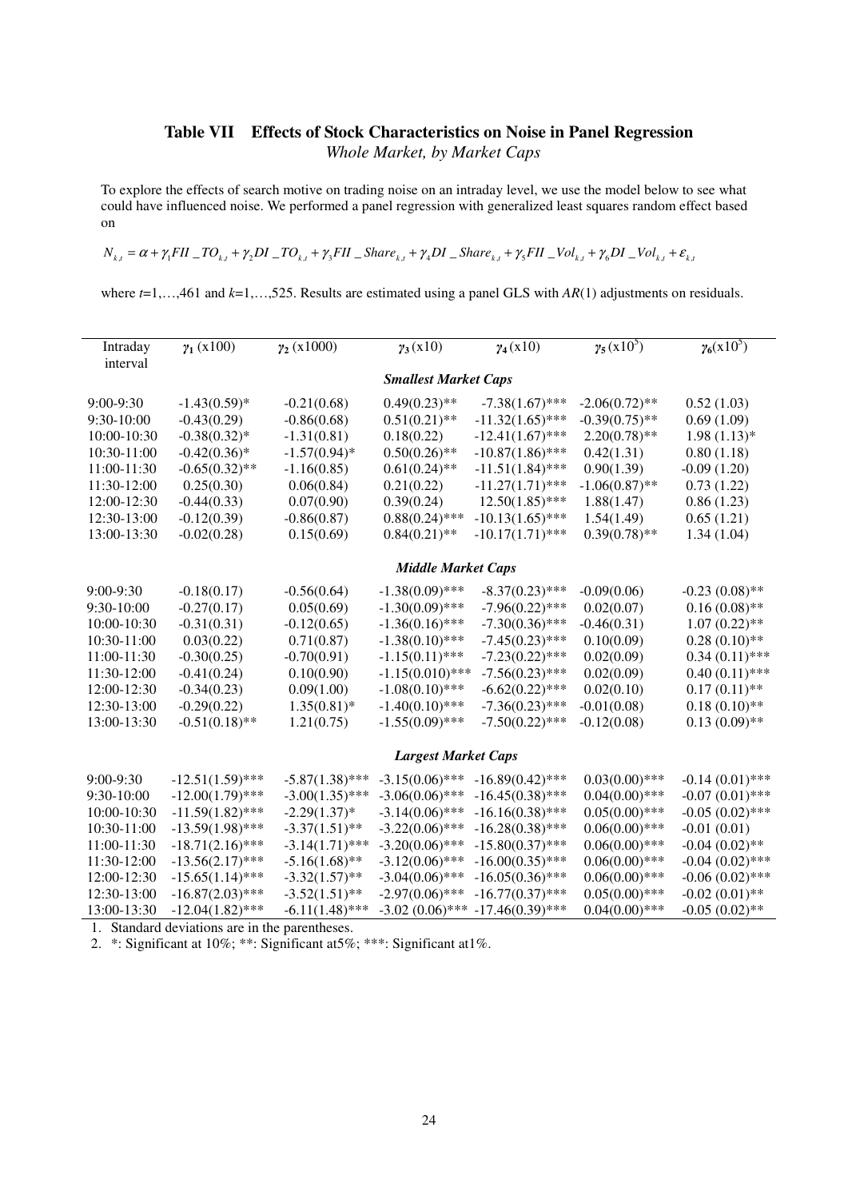# Table VII Effects of Stock Characteristics on Noise in Panel Regression

*Whole Market, by Market Caps*

To explore the effects of search motive on trading noise on an intraday level, we use the model below to see what could have influenced noise. We performed a panel regression with generalized least squares random effect based on

$$N_{k,t} = \alpha + \gamma_1 FII\_TO_{k,t} + \gamma_2 DI\_TO_{k,t} + \gamma_3 FII\_Share_{k,t} + \gamma_4 DI\_Share_{k,t} + \gamma_5 FII\_Vol_{k,t} + \gamma_6 DI\_Vol_{k,t} + \varepsilon_{k,t}$$

where $t$=1,…,461 and $k$=1,…,525. Results are estimated using a panel GLS with $AR$(1) adjustments on residuals.

| Intraday interval | $\gamma_1$ (x100) | $\gamma_2$ (x1000) | $\gamma_3$ (x10) | $\gamma_4$ (x10) | $\gamma_5$ (x10$^5$) | $\gamma_6$(x10$^5$) |
|---|---|---|---|---|---|---|
| | | | ***Smallest Market Caps*** | | | |
| 9:00-9:30 | -1.43(0.59)* | -0.21(0.68) | 0.49(0.23)** | -7.38(1.67)*** | -2.06(0.72)** | 0.52 (1.03) |
| 9:30-10:00 | -0.43(0.29) | -0.86(0.68) | 0.51(0.21)** | -11.32(1.65)*** | -0.39(0.75)** | 0.69 (1.09) |
| 10:00-10:30 | -0.38(0.32)* | -1.31(0.81) | 0.18(0.22) | -12.41(1.67)*** | 2.20(0.78)** | 1.98 (1.13)* |
| 10:30-11:00 | -0.42(0.36)* | -1.57(0.94)* | 0.50(0.26)** | -10.87(1.86)*** | 0.42(1.31) | 0.80 (1.18) |
| 11:00-11:30 | -0.65(0.32)** | -1.16(0.85) | 0.61(0.24)** | -11.51(1.84)*** | 0.90(1.39) | -0.09 (1.20) |
| 11:30-12:00 | 0.25(0.30) | 0.06(0.84) | 0.21(0.22) | -11.27(1.71)*** | -1.06(0.87)** | 0.73 (1.22) |
| 12:00-12:30 | -0.44(0.33) | 0.07(0.90) | 0.39(0.24) | 12.50(1.85)*** | 1.88(1.47) | 0.86 (1.23) |
| 12:30-13:00 | -0.12(0.39) | -0.86(0.87) | 0.88(0.24)*** | -10.13(1.65)*** | 1.54(1.49) | 0.65 (1.21) |
| 13:00-13:30 | -0.02(0.28) | 0.15(0.69) | 0.84(0.21)** | -10.17(1.71)*** | 0.39(0.78)** | 1.34 (1.04) |
| | | | ***Middle Market Caps*** | | | |
| 9:00-9:30 | -0.18(0.17) | -0.56(0.64) | -1.38(0.09)*** | -8.37(0.23)*** | -0.09(0.06) | -0.23 (0.08)** |
| 9:30-10:00 | -0.27(0.17) | 0.05(0.69) | -1.30(0.09)*** | -7.96(0.22)*** | 0.02(0.07) | 0.16 (0.08)** |
| 10:00-10:30 | -0.31(0.31) | -0.12(0.65) | -1.36(0.16)*** | -7.30(0.36)*** | -0.46(0.31) | 1.07 (0.22)** |
| 10:30-11:00 | 0.03(0.22) | 0.71(0.87) | -1.38(0.10)*** | -7.45(0.23)*** | 0.10(0.09) | 0.28 (0.10)** |
| 11:00-11:30 | -0.30(0.25) | -0.70(0.91) | -1.15(0.11)*** | -7.23(0.22)*** | 0.02(0.09) | 0.34 (0.11)*** |
| 11:30-12:00 | -0.41(0.24) | 0.10(0.90) | -1.15(0.010)*** | -7.56(0.23)*** | 0.02(0.09) | 0.40 (0.11)*** |
| 12:00-12:30 | -0.34(0.23) | 0.09(1.00) | -1.08(0.10)*** | -6.62(0.22)*** | 0.02(0.10) | 0.17 (0.11)** |
| 12:30-13:00 | -0.29(0.22) | 1.35(0.81)* | -1.40(0.10)*** | -7.36(0.23)*** | -0.01(0.08) | 0.18 (0.10)** |
| 13:00-13:30 | -0.51(0.18)** | 1.21(0.75) | -1.55(0.09)*** | -7.50(0.22)*** | -0.12(0.08) | 0.13 (0.09)** |
| | | | ***Largest Market Caps*** | | | |
| 9:00-9:30 | -12.51(1.59)*** | -5.87(1.38)*** | -3.15(0.06)*** | -16.89(0.42)*** | 0.03(0.00)*** | -0.14 (0.01)*** |
| 9:30-10:00 | -12.00(1.79)*** | -3.00(1.35)*** | -3.06(0.06)*** | -16.45(0.38)*** | 0.04(0.00)*** | -0.07 (0.01)*** |
| 10:00-10:30 | -11.59(1.82)*** | -2.29(1.37)* | -3.14(0.06)*** | -16.16(0.38)*** | 0.05(0.00)*** | -0.05 (0.02)*** |
| 10:30-11:00 | -13.59(1.98)*** | -3.37(1.51)** | -3.22(0.06)*** | -16.28(0.38)*** | 0.06(0.00)*** | -0.01 (0.01) |
| 11:00-11:30 | -18.71(2.16)*** | -3.14(1.71)*** | -3.20(0.06)*** | -15.80(0.37)*** | 0.06(0.00)*** | -0.04 (0.02)** |
| 11:30-12:00 | -13.56(2.17)*** | -5.16(1.68)** | -3.12(0.06)*** | -16.00(0.35)*** | 0.06(0.00)*** | -0.04 (0.02)*** |
| 12:00-12:30 | -15.65(1.14)*** | -3.32(1.57)** | -3.04(0.06)*** | -16.05(0.36)*** | 0.06(0.00)*** | -0.06 (0.02)*** |
| 12:30-13:00 | -16.87(2.03)*** | -3.52(1.51)** | -2.97(0.06)*** | -16.77(0.37)*** | 0.05(0.00)*** | -0.02 (0.01)** |
| 13:00-13:30 | -12.04(1.82)*** | -6.11(1.48)*** | -3.02 (0.06)*** | -17.46(0.39)*** | 0.04(0.00)*** | -0.05 (0.02)** |

1. Standard deviations are in the parentheses.
2. *: Significant at 10%; **: Significant at5%; ***: Significant at1%.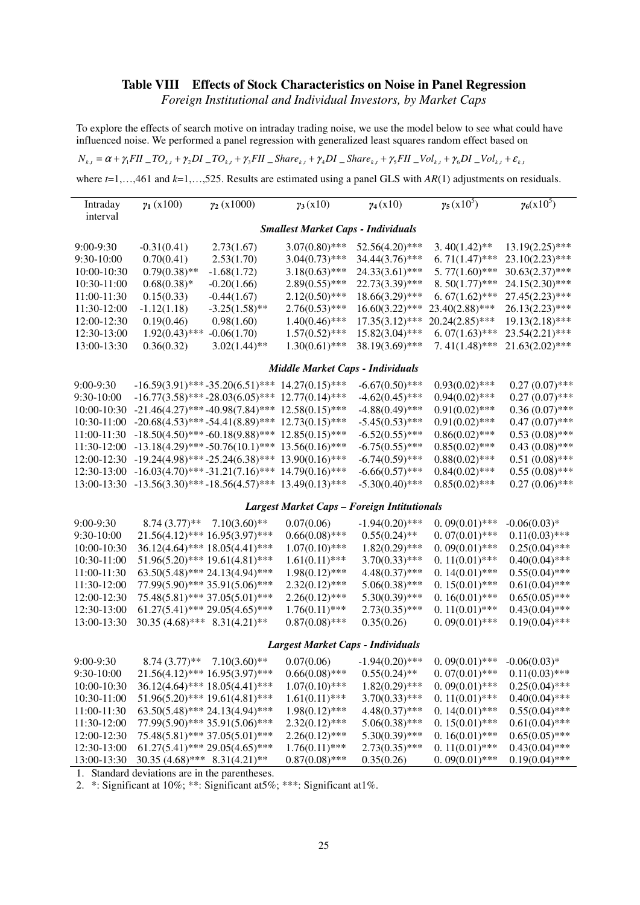## Table VIII Effects of Stock Characteristics on Noise in Panel Regression

*Foreign Institutional and Individual Investors, by Market Caps*

To explore the effects of search motive on intraday trading noise, we use the model below to see what could have influenced noise. We performed a panel regression with generalized least squares random effect based on

$$N_{k,t} = \alpha + \gamma_1 FII\_TO_{k,t} + \gamma_2 DI\_TO_{k,t} + \gamma_3 FII\_Share_{k,t} + \gamma_4 DI\_Share_{k,t} + \gamma_5 FII\_Vol_{k,t} + \gamma_6 DI\_Vol_{k,t} + \varepsilon_{k,t}$$

where $t$=1,…,461 and $k$=1,…,525. Results are estimated using a panel GLS with $AR$(1) adjustments on residuals.

| Intraday interval | $\gamma_1$ (x100) | $\gamma_2$ (x1000) | $\gamma_3$ (x10) | $\gamma_4$ (x10) | $\gamma_5$ (x10$^5$) | $\gamma_6$(x10$^5$) |
|---|---|---|---|---|---|---|
| ***Smallest Market Caps - Individuals*** | | | | | | |
| 9:00-9:30 | -0.31(0.41) | 2.73(1.67) | 3.07(0.80)*** | 52.56(4.20)*** | 3. 40(1.42)** | 13.19(2.25)*** |
| 9:30-10:00 | 0.70(0.41) | 2.53(1.70) | 3.04(0.73)*** | 34.44(3.76)*** | 6. 71(1.47)*** | 23.10(2.23)*** |
| 10:00-10:30 | 0.79(0.38)** | -1.68(1.72) | 3.18(0.63)*** | 24.33(3.61)*** | 5. 77(1.60)*** | 30.63(2.37)*** |
| 10:30-11:00 | 0.68(0.38)* | -0.20(1.66) | 2.89(0.55)*** | 22.73(3.39)*** | 8. 50(1.77)*** | 24.15(2.30)*** |
| 11:00-11:30 | 0.15(0.33) | -0.44(1.67) | 2.12(0.50)*** | 18.66(3.29)*** | 6. 67(1.62)*** | 27.45(2.23)*** |
| 11:30-12:00 | -1.12(1.18) | -3.25(1.58)** | 2.76(0.53)*** | 16.60(3.22)*** | 23.40(2.88)*** | 26.13(2.23)*** |
| 12:00-12:30 | 0.19(0.46) | 0.98(1.60) | 1.40(0.46)*** | 17.35(3.12)*** | 20.24(2.85)*** | 19.13(2.18)*** |
| 12:30-13:00 | 1.92(0.43)*** | -0.06(1.70) | 1.57(0.52)*** | 15.82(3.04)*** | 6. 07(1.63)*** | 23.54(2.21)*** |
| 13:00-13:30 | 0.36(0.32) | 3.02(1.44)** | 1.30(0.61)*** | 38.19(3.69)*** | 7. 41(1.48)*** | 21.63(2.02)*** |
| ***Middle Market Caps - Individuals*** | | | | | | |
| 9:00-9:30 | -16.59(3.91)*** | -35.20(6.51)*** | 14.27(0.15)*** | -6.67(0.50)*** | 0.93(0.02)*** | 0.27 (0.07)*** |
| 9:30-10:00 | -16.77(3.58)*** | -28.03(6.05)*** | 12.77(0.14)*** | -4.62(0.45)*** | 0.94(0.02)*** | 0.27 (0.07)*** |
| 10:00-10:30 | -21.46(4.27)*** | -40.98(7.84)*** | 12.58(0.15)*** | -4.88(0.49)*** | 0.91(0.02)*** | 0.36 (0.07)*** |
| 10:30-11:00 | -20.68(4.53)*** | -54.41(8.89)*** | 12.73(0.15)*** | -5.45(0.53)*** | 0.91(0.02)*** | 0.47 (0.07)*** |
| 11:00-11:30 | -18.50(4.50)*** | -60.18(9.88)*** | 12.85(0.15)*** | -6.52(0.55)*** | 0.86(0.02)*** | 0.53 (0.08)*** |
| 11:30-12:00 | -13.18(4.29)*** | -50.76(10.1)*** | 13.56(0.16)*** | -6.75(0.55)*** | 0.85(0.02)*** | 0.43 (0.08)*** |
| 12:00-12:30 | -19.24(4.98)*** | -25.24(6.38)*** | 13.90(0.16)*** | -6.74(0.59)*** | 0.88(0.02)*** | 0.51 (0.08)*** |
| 12:30-13:00 | -16.03(4.70)*** | -31.21(7.16)*** | 14.79(0.16)*** | -6.66(0.57)*** | 0.84(0.02)*** | 0.55 (0.08)*** |
| 13:00-13:30 | -13.56(3.30)*** | -18.56(4.57)*** | 13.49(0.13)*** | -5.30(0.40)*** | 0.85(0.02)*** | 0.27 (0.06)*** |
| ***Largest Market Caps – Foreign Intitutionals*** | | | | | | |
| 9:00-9:30 | 8.74 (3.77)** | 7.10(3.60)** | 0.07(0.06) | -1.94(0.20)*** | 0. 09(0.01)*** | -0.06(0.03)* |
| 9:30-10:00 | 21.56(4.12)*** | 16.95(3.97)*** | 0.66(0.08)*** | 0.55(0.24)** | 0. 07(0.01)*** | 0.11(0.03)*** |
| 10:00-10:30 | 36.12(4.64)*** | 18.05(4.41)*** | 1.07(0.10)*** | 1.82(0.29)*** | 0. 09(0.01)*** | 0.25(0.04)*** |
| 10:30-11:00 | 51.96(5.20)*** | 19.61(4.81)*** | 1.61(0.11)*** | 3.70(0.33)*** | 0. 11(0.01)*** | 0.40(0.04)*** |
| 11:00-11:30 | 63.50(5.48)*** | 24.13(4.94)*** | 1.98(0.12)*** | 4.48(0.37)*** | 0. 14(0.01)*** | 0.55(0.04)*** |
| 11:30-12:00 | 77.99(5.90)*** | 35.91(5.06)*** | 2.32(0.12)*** | 5.06(0.38)*** | 0. 15(0.01)*** | 0.61(0.04)*** |
| 12:00-12:30 | 75.48(5.81)*** | 37.05(5.01)*** | 2.26(0.12)*** | 5.30(0.39)*** | 0. 16(0.01)*** | 0.65(0.05)*** |
| 12:30-13:00 | 61.27(5.41)*** | 29.05(4.65)*** | 1.76(0.11)*** | 2.73(0.35)*** | 0. 11(0.01)*** | 0.43(0.04)*** |
| 13:00-13:30 | 30.35 (4.68)*** | 8.31(4.21)** | 0.87(0.08)*** | 0.35(0.26) | 0. 09(0.01)*** | 0.19(0.04)*** |
| ***Largest Market Caps - Individuals*** | | | | | | |
| 9:00-9:30 | 8.74 (3.77)** | 7.10(3.60)** | 0.07(0.06) | -1.94(0.20)*** | 0. 09(0.01)*** | -0.06(0.03)* |
| 9:30-10:00 | 21.56(4.12)*** | 16.95(3.97)*** | 0.66(0.08)*** | 0.55(0.24)** | 0. 07(0.01)*** | 0.11(0.03)*** |
| 10:00-10:30 | 36.12(4.64)*** | 18.05(4.41)*** | 1.07(0.10)*** | 1.82(0.29)*** | 0. 09(0.01)*** | 0.25(0.04)*** |
| 10:30-11:00 | 51.96(5.20)*** | 19.61(4.81)*** | 1.61(0.11)*** | 3.70(0.33)*** | 0. 11(0.01)*** | 0.40(0.04)*** |
| 11:00-11:30 | 63.50(5.48)*** | 24.13(4.94)*** | 1.98(0.12)*** | 4.48(0.37)*** | 0. 14(0.01)*** | 0.55(0.04)*** |
| 11:30-12:00 | 77.99(5.90)*** | 35.91(5.06)*** | 2.32(0.12)*** | 5.06(0.38)*** | 0. 15(0.01)*** | 0.61(0.04)*** |
| 12:00-12:30 | 75.48(5.81)*** | 37.05(5.01)*** | 2.26(0.12)*** | 5.30(0.39)*** | 0. 16(0.01)*** | 0.65(0.05)*** |
| 12:30-13:00 | 61.27(5.41)*** | 29.05(4.65)*** | 1.76(0.11)*** | 2.73(0.35)*** | 0. 11(0.01)*** | 0.43(0.04)*** |
| 13:00-13:30 | 30.35 (4.68)*** | 8.31(4.21)** | 0.87(0.08)*** | 0.35(0.26) | 0. 09(0.01)*** | 0.19(0.04)*** |

1. Standard deviations are in the parentheses.
2. *: Significant at 10%; **: Significant at5%; ***: Significant at1%.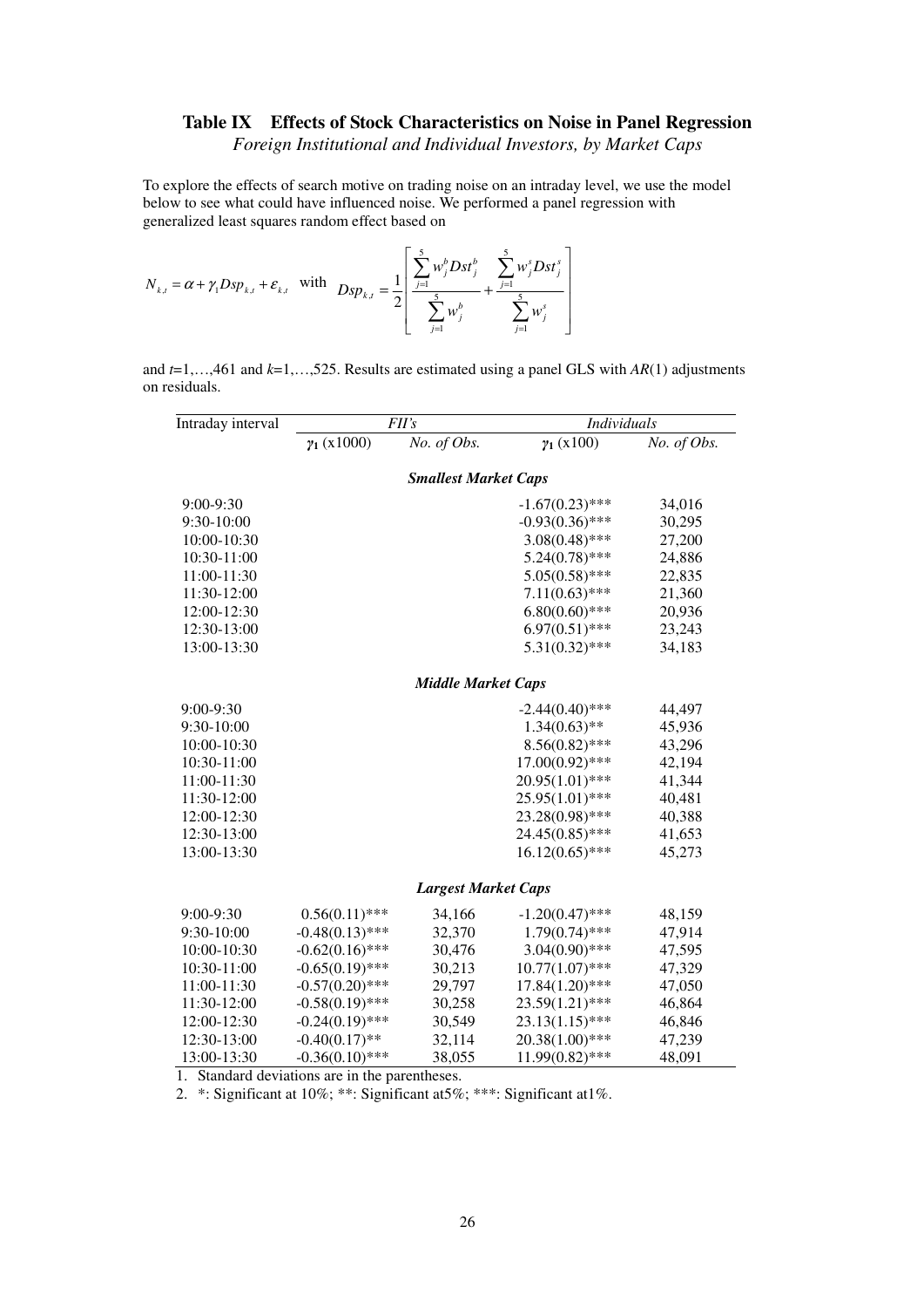## Table IX Effects of Stock Characteristics on Noise in Panel Regression

*Foreign Institutional and Individual Investors, by Market Caps*

To explore the effects of search motive on trading noise on an intraday level, we use the model below to see what could have influenced noise. We performed a panel regression with generalized least squares random effect based on

$$N_{k,t} = \alpha + \gamma_1 Dsp_{k,t} + \varepsilon_{k,t} \quad \text{with} \quad Dsp_{k,t} = \frac{1}{2}\left[\frac{\sum_{j=1}^{5} w_j^b Dst_j^b}{\sum_{j=1}^{5} w_j^b} + \frac{\sum_{j=1}^{5} w_j^s Dst_j^s}{\sum_{j=1}^{5} w_j^s}\right]$$

and $t$=1,…,461 and $k$=1,…,525. Results are estimated using a panel GLS with $AR$(1) adjustments on residuals.

| Intraday interval | *FII's* | | *Individuals* | |
|---|---|---|---|---|
| | $\gamma_1$ (x1000) | *No. of Obs.* | $\gamma_1$ (x100) | *No. of Obs.* |
| | | ***Smallest Market Caps*** | | |
| 9:00-9:30 | | | -1.67(0.23)*** | 34,016 |
| 9:30-10:00 | | | -0.93(0.36)*** | 30,295 |
| 10:00-10:30 | | | 3.08(0.48)*** | 27,200 |
| 10:30-11:00 | | | 5.24(0.78)*** | 24,886 |
| 11:00-11:30 | | | 5.05(0.58)*** | 22,835 |
| 11:30-12:00 | | | 7.11(0.63)*** | 21,360 |
| 12:00-12:30 | | | 6.80(0.60)*** | 20,936 |
| 12:30-13:00 | | | 6.97(0.51)*** | 23,243 |
| 13:00-13:30 | | | 5.31(0.32)*** | 34,183 |
| | | ***Middle Market Caps*** | | |
| 9:00-9:30 | | | -2.44(0.40)*** | 44,497 |
| 9:30-10:00 | | | 1.34(0.63)** | 45,936 |
| 10:00-10:30 | | | 8.56(0.82)*** | 43,296 |
| 10:30-11:00 | | | 17.00(0.92)*** | 42,194 |
| 11:00-11:30 | | | 20.95(1.01)*** | 41,344 |
| 11:30-12:00 | | | 25.95(1.01)*** | 40,481 |
| 12:00-12:30 | | | 23.28(0.98)*** | 40,388 |
| 12:30-13:00 | | | 24.45(0.85)*** | 41,653 |
| 13:00-13:30 | | | 16.12(0.65)*** | 45,273 |
| | | ***Largest Market Caps*** | | |
| 9:00-9:30 | 0.56(0.11)*** | 34,166 | -1.20(0.47)*** | 48,159 |
| 9:30-10:00 | -0.48(0.13)*** | 32,370 | 1.79(0.74)*** | 47,914 |
| 10:00-10:30 | -0.62(0.16)*** | 30,476 | 3.04(0.90)*** | 47,595 |
| 10:30-11:00 | -0.65(0.19)*** | 30,213 | 10.77(1.07)*** | 47,329 |
| 11:00-11:30 | -0.57(0.20)*** | 29,797 | 17.84(1.20)*** | 47,050 |
| 11:30-12:00 | -0.58(0.19)*** | 30,258 | 23.59(1.21)*** | 46,864 |
| 12:00-12:30 | -0.24(0.19)*** | 30,549 | 23.13(1.15)*** | 46,846 |
| 12:30-13:00 | -0.40(0.17)** | 32,114 | 20.38(1.00)*** | 47,239 |
| 13:00-13:30 | -0.36(0.10)*** | 38,055 | 11.99(0.82)*** | 48,091 |

1. Standard deviations are in the parentheses.
2. *: Significant at 10%; **: Significant at5%; ***: Significant at1%.